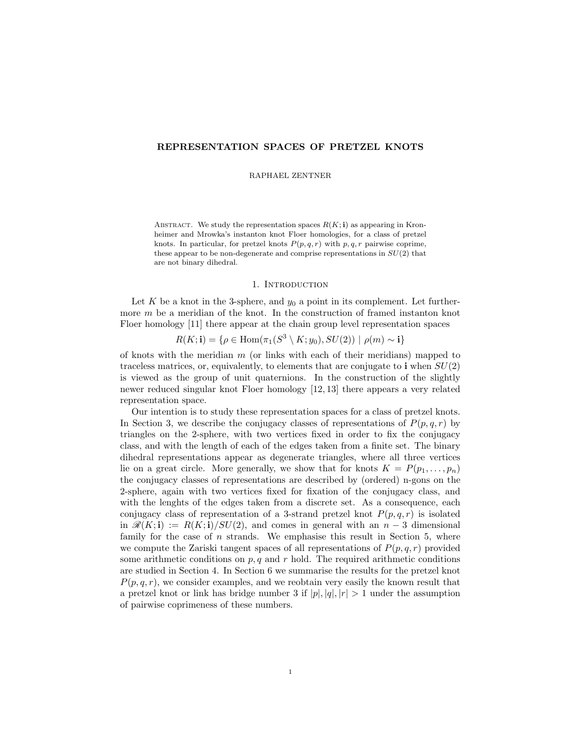# REPRESENTATION SPACES OF PRETZEL KNOTS

RAPHAEL ZENTNER

Abstract. We study the representation spaces $R(K;\mathbf{i})$ as appearing in Kronheimer and Mrowka's instanton knot Floer homologies, for a class of pretzel knots. In particular, for pretzel knots $P(p,q,r)$ with $p,q,r$ pairwise coprime, these appear to be non-degenerate and comprise representations in $SU(2)$ that are not binary dihedral.

## 1. Introduction

Let $K$ be a knot in the 3-sphere, and $y_0$ a point in its complement. Let furthermore $m$ be a meridian of the knot. In the construction of framed instanton knot Floer homology [11] there appear at the chain group level representation spaces

$$R(K;\mathbf{i}) = \{\rho \in \mathrm{Hom}(\pi_1(S^3 \setminus K; y_0), SU(2)) \mid \rho(m) \sim \mathbf{i}\}$$

of knots with the meridian $m$ (or links with each of their meridians) mapped to traceless matrices, or, equivalently, to elements that are conjugate to $\mathbf{i}$ when $SU(2)$ is viewed as the group of unit quaternions. In the construction of the slightly newer reduced singular knot Floer homology [12, 13] there appears a very related representation space.

Our intention is to study these representation spaces for a class of pretzel knots. In Section 3, we describe the conjugacy classes of representations of $P(p,q,r)$ by triangles on the 2-sphere, with two vertices fixed in order to fix the conjugacy class, and with the length of each of the edges taken from a finite set. The binary dihedral representations appear as degenerate triangles, where all three vertices lie on a great circle. More generally, we show that for knots $K = P(p_1,\dots,p_n)$ the conjugacy classes of representations are described by (ordered) n-gons on the 2-sphere, again with two vertices fixed for fixation of the conjugacy class, and with the lenghts of the edges taken from a discrete set. As a consequence, each conjugacy class of representation of a 3-strand pretzel knot $P(p,q,r)$ is isolated in $\mathscr{R}(K;\mathbf{i}) := R(K;\mathbf{i})/SU(2)$, and comes in general with an $n-3$ dimensional family for the case of $n$ strands. We emphasise this result in Section 5, where we compute the Zariski tangent spaces of all representations of $P(p,q,r)$ provided some arithmetic conditions on $p,q$ and $r$ hold. The required arithmetic conditions are studied in Section 4. In Section 6 we summarise the results for the pretzel knot $P(p,q,r)$, we consider examples, and we reobtain very easily the known result that a pretzel knot or link has bridge number 3 if $|p|,|q|,|r| > 1$ under the assumption of pairwise coprimeness of these numbers.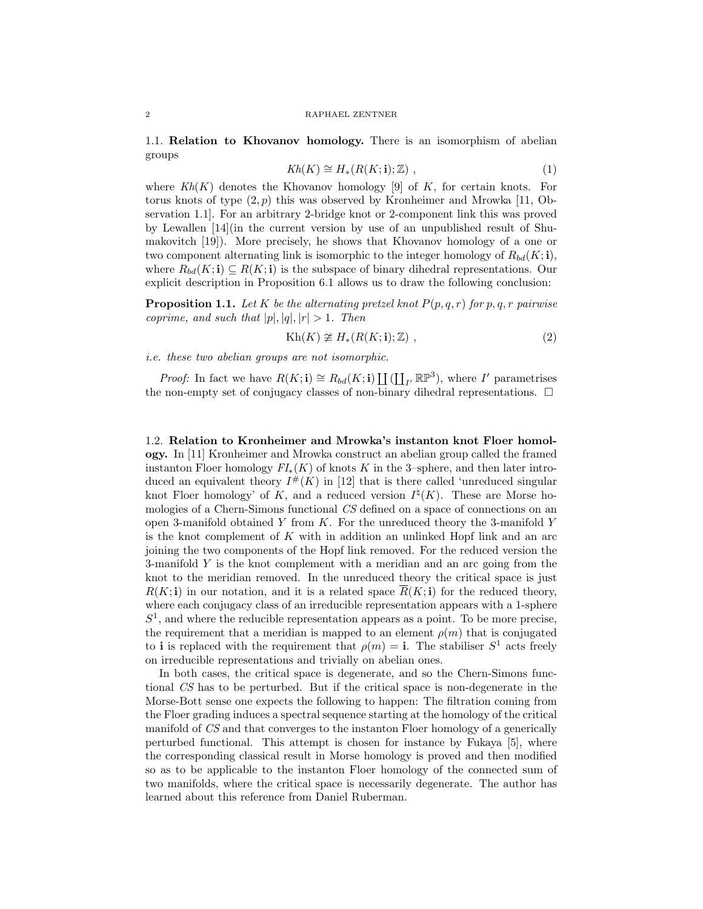### 1.1. Relation to Khovanov homology.

There is an isomorphism of abelian groups

$$Kh(K) \cong H_*(R(K;\mathbf{i});\mathbb{Z}) \ , \tag{1}$$

where $Kh(K)$ denotes the Khovanov homology [9] of $K$, for certain knots. For torus knots of type $(2,p)$ this was observed by Kronheimer and Mrowka [11, Observation 1.1]. For an arbitrary 2-bridge knot or 2-component link this was proved by Lewallen [14](in the current version by use of an unpublished result of Shumakovitch [19]). More precisely, he shows that Khovanov homology of a one or two component alternating link is isomorphic to the integer homology of $R_{bd}(K;\mathbf{i})$, where $R_{bd}(K;\mathbf{i}) \subseteq R(K;\mathbf{i})$ is the subspace of binary dihedral representations. Our explicit description in Proposition 6.1 allows us to draw the following conclusion:

**Proposition 1.1.** *Let $K$ be the alternating pretzel knot $P(p,q,r)$ for $p,q,r$ pairwise coprime, and such that $|p|,|q|,|r| > 1$. Then*

$$\mathrm{Kh}(K) \not\cong H_*(R(K;\mathbf{i});\mathbb{Z}) \ , \tag{2}$$

*i.e. these two abelian groups are not isomorphic.*

*Proof:* In fact we have $R(K;\mathbf{i}) \cong R_{bd}(K;\mathbf{i}) \coprod (\coprod_{I'} \mathbb{RP}^3)$, where $I'$ parametrises the non-empty set of conjugacy classes of non-binary dihedral representations. $\square$

### 1.2. Relation to Kronheimer and Mrowka's instanton knot Floer homology.

In [11] Kronheimer and Mrowka construct an abelian group called the framed instanton Floer homology $FI_*(K)$ of knots $K$ in the 3–sphere, and then later introduced an equivalent theory $I^{\#}(K)$ in [12] that is there called 'unreduced singular knot Floer homology' of $K$, and a reduced version $I^{\natural}(K)$. These are Morse homologies of a Chern-Simons functional $CS$ defined on a space of connections on an open 3-manifold obtained $Y$ from $K$. For the unreduced theory the 3-manifold $Y$ is the knot complement of $K$ with in addition an unlinked Hopf link and an arc joining the two components of the Hopf link removed. For the reduced version the 3-manifold $Y$ is the knot complement with a meridian and an arc going from the knot to the meridian removed. In the unreduced theory the critical space is just $R(K;\mathbf{i})$ in our notation, and it is a related space $\overline{R}(K;\mathbf{i})$ for the reduced theory, where each conjugacy class of an irreducible representation appears with a 1-sphere $S^1$, and where the reducible representation appears as a point. To be more precise, the requirement that a meridian is mapped to an element $\rho(m)$ that is conjugated to $\mathbf{i}$ is replaced with the requirement that $\rho(m) = \mathbf{i}$. The stabiliser $S^1$ acts freely on irreducible representations and trivially on abelian ones.

In both cases, the critical space is degenerate, and so the Chern-Simons functional $CS$ has to be perturbed. But if the critical space is non-degenerate in the Morse-Bott sense one expects the following to happen: The filtration coming from the Floer grading induces a spectral sequence starting at the homology of the critical manifold of $CS$ and that converges to the instanton Floer homology of a generically perturbed functional. This attempt is chosen for instance by Fukaya [5], where the corresponding classical result in Morse homology is proved and then modified so as to be applicable to the instanton Floer homology of the connected sum of two manifolds, where the critical space is necessarily degenerate. The author has learned about this reference from Daniel Ruberman.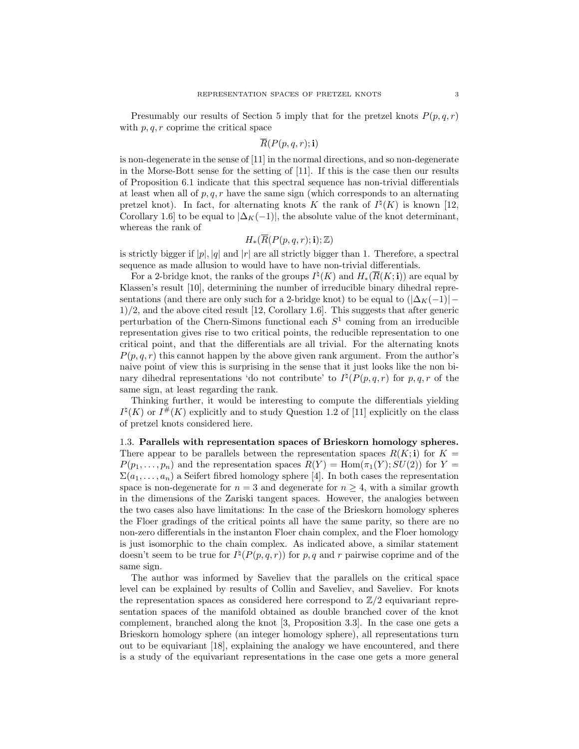Presumably our results of Section 5 imply that for the pretzel knots $P(p,q,r)$ with $p,q,r$ coprime the critical space

$$\overline{R}(P(p,q,r);\mathbf{i})$$

is non-degenerate in the sense of [11] in the normal directions, and so non-degenerate in the Morse-Bott sense for the setting of [11]. If this is the case then our results of Proposition 6.1 indicate that this spectral sequence has non-trivial differentials at least when all of $p,q,r$ have the same sign (which corresponds to an alternating pretzel knot). In fact, for alternating knots $K$ the rank of $I^\natural(K)$ is known [12, Corollary 1.6] to be equal to $|\Delta_K(-1)|$, the absolute value of the knot determinant, whereas the rank of

$$H_*(\overline{R}(P(p,q,r);\mathbf{i});\mathbb{Z})$$

is strictly bigger if $|p|$, $|q|$ and $|r|$ are all strictly bigger than 1. Therefore, a spectral sequence as made allusion to would have to have non-trivial differentials.

For a 2-bridge knot, the ranks of the groups $I^\natural(K)$ and $H_*(\overline{R}(K;\mathbf{i}))$ are equal by Klassen's result [10], determining the number of irreducible binary dihedral representations (and there are only such for a 2-bridge knot) to be equal to $(|\Delta_K(-1)|-1)/2$, and the above cited result [12, Corollary 1.6]. This suggests that after generic perturbation of the Chern-Simons functional each $S^1$ coming from an irreducible representation gives rise to two critical points, the reducible representation to one critical point, and that the differentials are all trivial. For the alternating knots $P(p,q,r)$ this cannot happen by the above given rank argument. From the author's naive point of view this is surprising in the sense that it just looks like the non binary dihedral representations 'do not contribute' to $I^\natural(P(p,q,r)$ for $p,q,r$ of the same sign, at least regarding the rank.

Thinking further, it would be interesting to compute the differentials yielding $I^\natural(K)$ or $I^\#(K)$ explicitly and to study Question 1.2 of [11] explicitly on the class of pretzel knots considered here.

### 1.3. Parallels with representation spaces of Brieskorn homology spheres.

There appear to be parallels between the representation spaces $R(K;\mathbf{i})$ for $K = P(p_1,\dots,p_n)$ and the representation spaces $R(Y) = \mathrm{Hom}(\pi_1(Y);SU(2))$ for $Y = \Sigma(a_1,\dots,a_n)$ a Seifert fibred homology sphere [4]. In both cases the representation space is non-degenerate for $n=3$ and degenerate for $n \geq 4$, with a similar growth in the dimensions of the Zariski tangent spaces. However, the analogies between the two cases also have limitations: In the case of the Brieskorn homology spheres the Floer gradings of the critical points all have the same parity, so there are no non-zero differentials in the instanton Floer chain complex, and the Floer homology is just isomorphic to the chain complex. As indicated above, a similar statement doesn't seem to be true for $I^\natural(P(p,q,r))$ for $p,q$ and $r$ pairwise coprime and of the same sign.

The author was informed by Saveliev that the parallels on the critical space level can be explained by results of Collin and Saveliev, and Saveliev. For knots the representation spaces as considered here correspond to $\mathbb{Z}/2$ equivariant representation spaces of the manifold obtained as double branched cover of the knot complement, branched along the knot [3, Proposition 3.3]. In the case one gets a Brieskorn homology sphere (an integer homology sphere), all representations turn out to be equivariant [18], explaining the analogy we have encountered, and there is a study of the equivariant representations in the case one gets a more general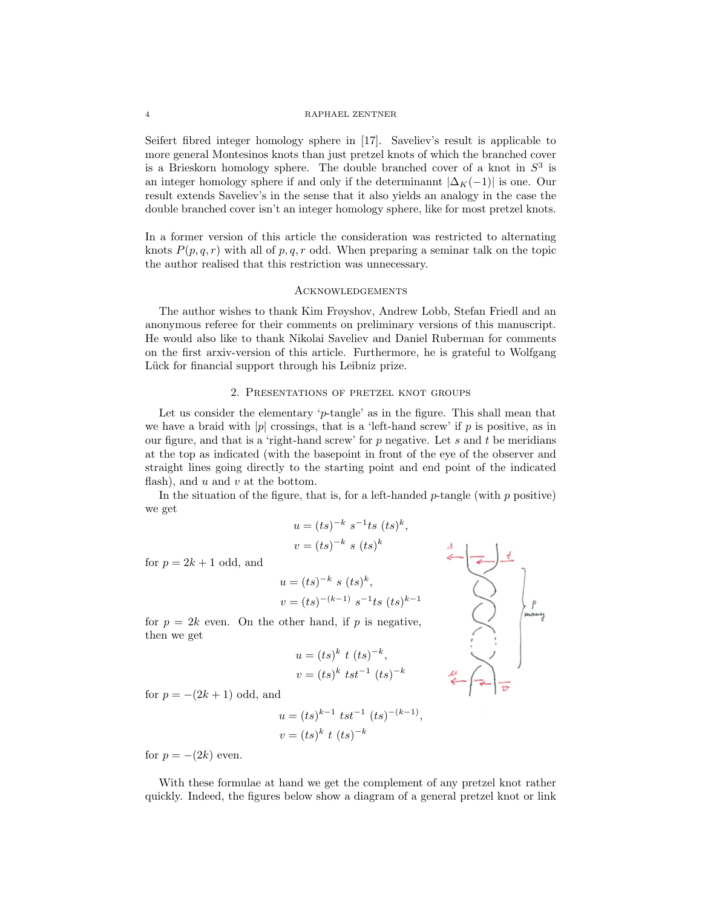Seifert fibred integer homology sphere in [17]. Saveliev's result is applicable to more general Montesinos knots than just pretzel knots of which the branched cover is a Brieskorn homology sphere. The double branched cover of a knot in $S^3$ is an integer homology sphere if and only if the determinannt $|\Delta_K(-1)|$ is one. Our result extends Saveliev's in the sense that it also yields an analogy in the case the double branched cover isn't an integer homology sphere, like for most pretzel knots.

In a former version of this article the consideration was restricted to alternating knots $P(p,q,r)$ with all of $p,q,r$ odd. When preparing a seminar talk on the topic the author realised that this restriction was unnecessary.

## Acknowledgements

The author wishes to thank Kim Frøyshov, Andrew Lobb, Stefan Friedl and an anonymous referee for their comments on preliminary versions of this manuscript. He would also like to thank Nikolai Saveliev and Daniel Ruberman for comments on the first arxiv-version of this article. Furthermore, he is grateful to Wolfgang Lück for financial support through his Leibniz prize.

## 2. Presentations of pretzel knot groups

Let us consider the elementary '$p$-tangle' as in the figure. This shall mean that we have a braid with $|p|$ crossings, that is a 'left-hand screw' if $p$ is positive, as in our figure, and that is a 'right-hand screw' for $p$ negative. Let $s$ and $t$ be meridians at the top as indicated (with the basepoint in front of the eye of the observer and straight lines going directly to the starting point and end point of the indicated flash), and $u$ and $v$ at the bottom.

In the situation of the figure, that is, for a left-handed $p$-tangle (with $p$ positive) we get

$$u = (ts)^{-k}\ s^{-1}ts\ (ts)^k,$$
$$v = (ts)^{-k}\ s\ (ts)^k$$

for $p = 2k+1$ odd, and

$$u = (ts)^{-k}\ s\ (ts)^k,$$
$$v = (ts)^{-(k-1)}\ s^{-1}ts\ (ts)^{k-1}$$

for $p = 2k$ even. On the other hand, if $p$ is negative, then we get

$$u = (ts)^k\ t\ (ts)^{-k},$$
$$v = (ts)^k\ tst^{-1}\ (ts)^{-k}$$

for $p = -(2k+1)$ odd, and

$$u = (ts)^{k-1}\ tst^{-1}\ (ts)^{-(k-1)},$$
$$v = (ts)^k\ t\ (ts)^{-k}$$

for $p = -(2k)$ even.

With these formulae at hand we get the complement of any pretzel knot rather quickly. Indeed, the figures below show a diagram of a general pretzel knot or link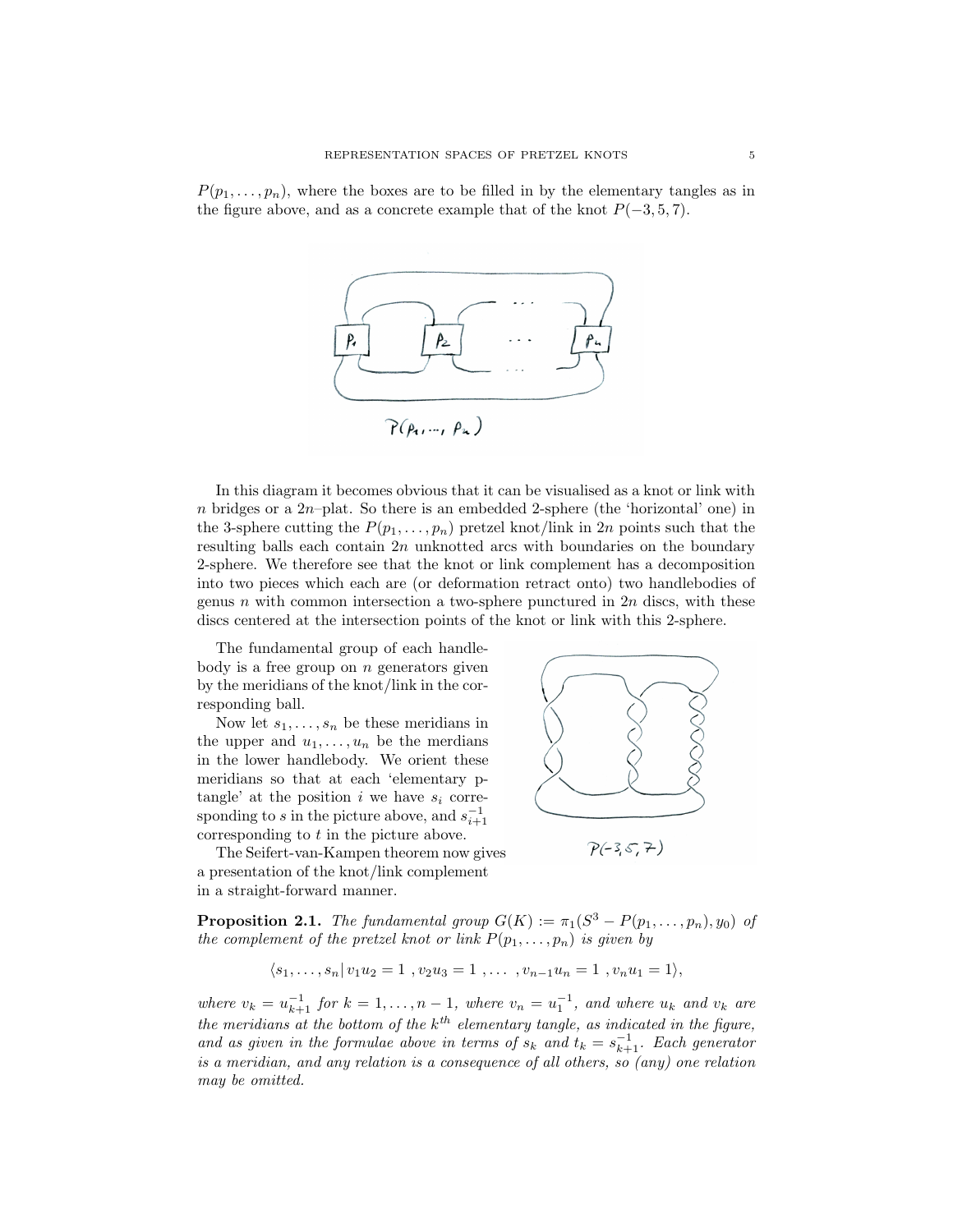$P(p_1, \dots, p_n)$, where the boxes are to be filled in by the elementary tangles as in the figure above, and as a concrete example that of the knot $P(-3, 5, 7)$.

$P(p_1, \dots, p_n)$

In this diagram it becomes obvious that it can be visualised as a knot or link with $n$ bridges or a $2n$–plat. So there is an embedded 2-sphere (the 'horizontal' one) in the 3-sphere cutting the $P(p_1, \dots, p_n)$ pretzel knot/link in $2n$ points such that the resulting balls each contain $2n$ unknotted arcs with boundaries on the boundary 2-sphere. We therefore see that the knot or link complement has a decomposition into two pieces which each are (or deformation retract onto) two handlebodies of genus $n$ with common intersection a two-sphere punctured in $2n$ discs, with these discs centered at the intersection points of the knot or link with this 2-sphere.

The fundamental group of each handlebody is a free group on $n$ generators given by the meridians of the knot/link in the corresponding ball.

Now let $s_1, \dots, s_n$ be these meridians in the upper and $u_1, \dots, u_n$ be the merdians in the lower handlebody. We orient these meridians so that at each 'elementary p-tangle' at the position $i$ we have $s_i$ corresponding to $s$ in the picture above, and $s_{i+1}^{-1}$ corresponding to $t$ in the picture above.

The Seifert-van-Kampen theorem now gives a presentation of the knot/link complement in a straight-forward manner.

$P(-3, 5, 7)$

**Proposition 2.1.** *The fundamental group $G(K) := \pi_1(S^3 - P(p_1, \dots, p_n), y_0)$ of the complement of the pretzel knot or link $P(p_1, \dots, p_n)$ is given by*

$$\langle s_1, \dots, s_n \,|\, v_1 u_2 = 1 \;, v_2 u_3 = 1 \;, \dots \;, v_{n-1} u_n = 1 \;, v_n u_1 = 1 \rangle,$$

*where $v_k = u_{k+1}^{-1}$ for $k = 1, \dots, n-1$, where $v_n = u_1^{-1}$, and where $u_k$ and $v_k$ are the meridians at the bottom of the $k^{th}$ elementary tangle, as indicated in the figure, and as given in the formulae above in terms of $s_k$ and $t_k = s_{k+1}^{-1}$. Each generator is a meridian, and any relation is a consequence of all others, so (any) one relation may be omitted.*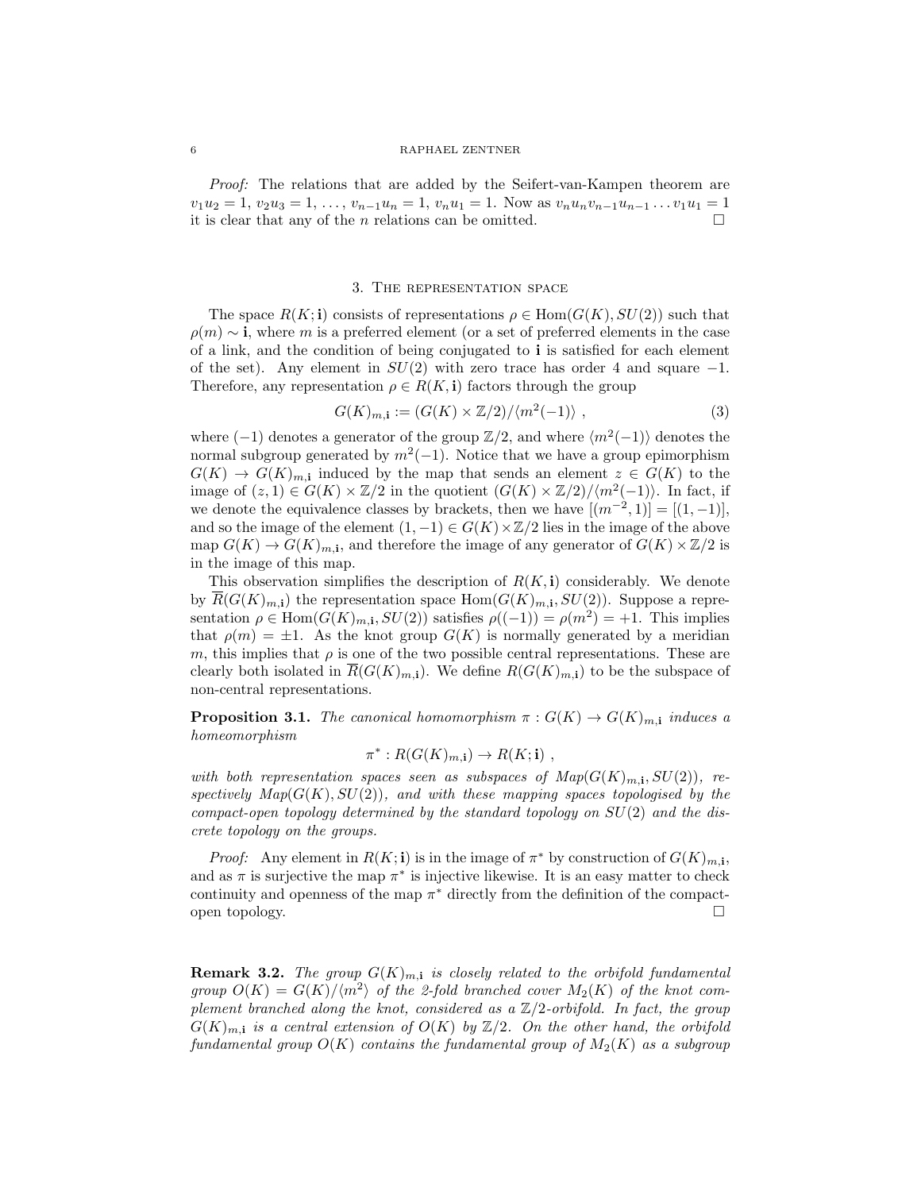*Proof:* The relations that are added by the Seifert-van-Kampen theorem are $v_1 u_2 = 1$, $v_2 u_3 = 1$, $\dots$, $v_{n-1} u_n = 1$, $v_n u_1 = 1$. Now as $v_n u_n v_{n-1} u_{n-1} \dots v_1 u_1 = 1$ it is clear that any of the $n$ relations can be omitted. □

## 3. The representation space

The space $R(K; \mathbf{i})$ consists of representations $\rho \in \mathrm{Hom}(G(K), SU(2))$ such that $\rho(m) \sim \mathbf{i}$, where $m$ is a preferred element (or a set of preferred elements in the case of a link, and the condition of being conjugated to $\mathbf{i}$ is satisfied for each element of the set). Any element in $SU(2)$ with zero trace has order 4 and square $-1$. Therefore, any representation $\rho \in R(K, \mathbf{i})$ factors through the group

$$G(K)_{m,\mathbf{i}} := (G(K) \times \mathbb{Z}/2)/\langle m^2(-1) \rangle \; , \tag{3}$$

where $(-1)$ denotes a generator of the group $\mathbb{Z}/2$, and where $\langle m^2(-1) \rangle$ denotes the normal subgroup generated by $m^2(-1)$. Notice that we have a group epimorphism $G(K) \to G(K)_{m,\mathbf{i}}$ induced by the map that sends an element $z \in G(K)$ to the image of $(z, 1) \in G(K) \times \mathbb{Z}/2$ in the quotient $(G(K) \times \mathbb{Z}/2)/\langle m^2(-1) \rangle$. In fact, if we denote the equivalence classes by brackets, then we have $[(m^{-2}, 1)] = [(1, -1)]$, and so the image of the element $(1, -1) \in G(K) \times \mathbb{Z}/2$ lies in the image of the above map $G(K) \to G(K)_{m,\mathbf{i}}$, and therefore the image of any generator of $G(K) \times \mathbb{Z}/2$ is in the image of this map.

This observation simplifies the description of $R(K, \mathbf{i})$ considerably. We denote by $\overline{R}(G(K)_{m,\mathbf{i}})$ the representation space $\mathrm{Hom}(G(K)_{m,\mathbf{i}}, SU(2))$. Suppose a representation $\rho \in \mathrm{Hom}(G(K)_{m,\mathbf{i}}, SU(2))$ satisfies $\rho((-1)) = \rho(m^2) = +1$. This implies that $\rho(m) = \pm 1$. As the knot group $G(K)$ is normally generated by a meridian $m$, this implies that $\rho$ is one of the two possible central representations. These are clearly both isolated in $\overline{R}(G(K)_{m,\mathbf{i}})$. We define $R(G(K)_{m,\mathbf{i}})$ to be the subspace of non-central representations.

**Proposition 3.1.** *The canonical homomorphism $\pi : G(K) \to G(K)_{m,\mathbf{i}}$ induces a homeomorphism*

$$\pi^* : R(G(K)_{m,\mathbf{i}}) \to R(K; \mathbf{i}) \; ,$$

*with both representation spaces seen as subspaces of $Map(G(K)_{m,\mathbf{i}}, SU(2))$, respectively $Map(G(K), SU(2))$, and with these mapping spaces topologised by the compact-open topology determined by the standard topology on $SU(2)$ and the discrete topology on the groups.*

*Proof:* Any element in $R(K; \mathbf{i})$ is in the image of $\pi^*$ by construction of $G(K)_{m,\mathbf{i}}$, and as $\pi$ is surjective the map $\pi^*$ is injective likewise. It is an easy matter to check continuity and openness of the map $\pi^*$ directly from the definition of the compact-open topology. □

**Remark 3.2.** *The group $G(K)_{m,\mathbf{i}}$ is closely related to the orbifold fundamental group $O(K) = G(K)/\langle m^2 \rangle$ of the 2-fold branched cover $M_2(K)$ of the knot complement branched along the knot, considered as a $\mathbb{Z}/2$-orbifold. In fact, the group $G(K)_{m,\mathbf{i}}$ is a central extension of $O(K)$ by $\mathbb{Z}/2$. On the other hand, the orbifold fundamental group $O(K)$ contains the fundamental group of $M_2(K)$ as a subgroup*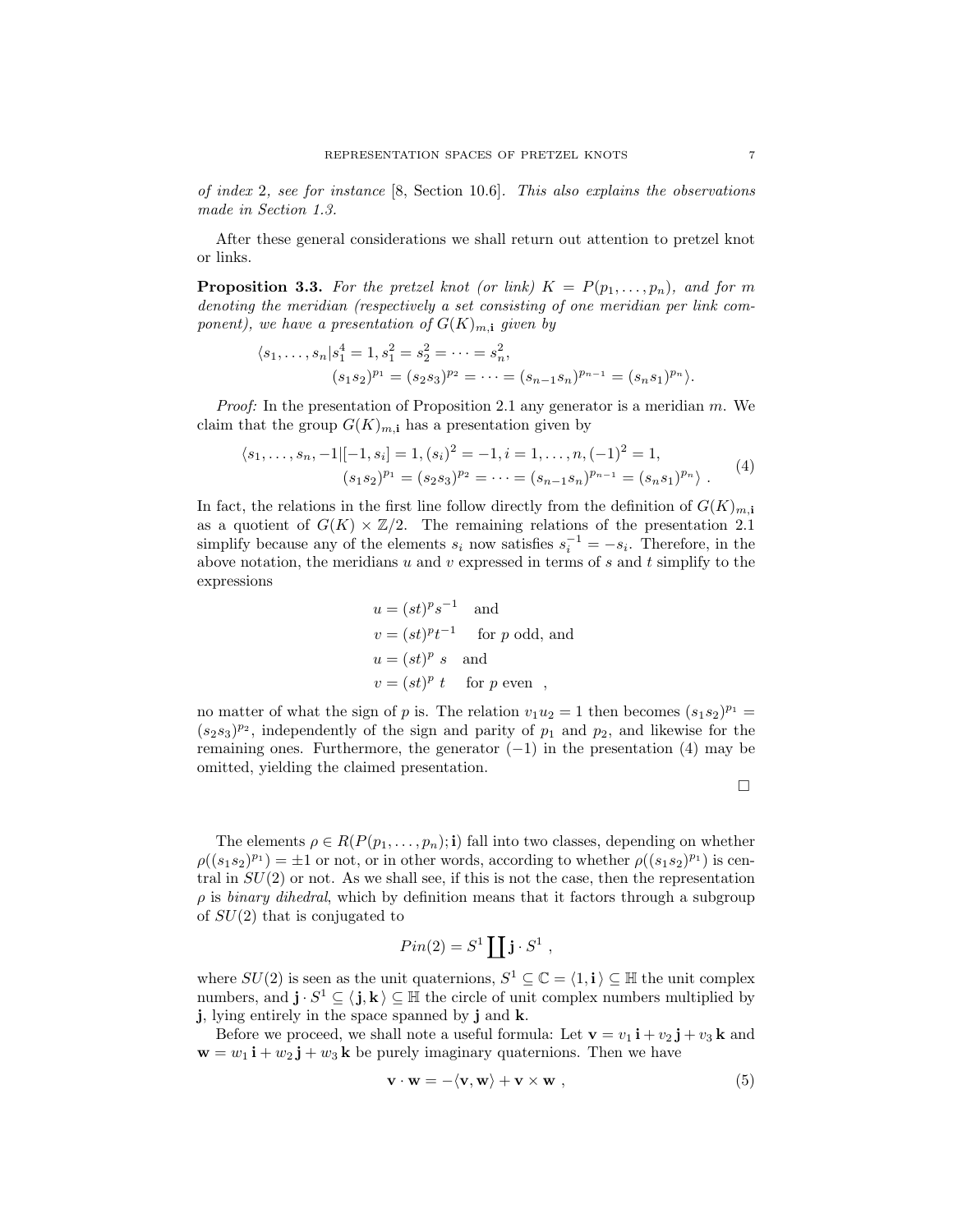*of index* 2*, see for instance* [8, Section 10.6]*. This also explains the observations made in Section 1.3.*

After these general considerations we shall return out attention to pretzel knot or links.

**Proposition 3.3.** *For the pretzel knot (or link) $K = P(p_1, \ldots, p_n)$, and for $m$ denoting the meridian (respectively a set consisting of one meridian per link component), we have a presentation of $G(K)_{m,\mathbf{i}}$ given by*

$$\langle s_1, \ldots, s_n | s_1^4 = 1, s_1^2 = s_2^2 = \cdots = s_n^2, \\ (s_1 s_2)^{p_1} = (s_2 s_3)^{p_2} = \cdots = (s_{n-1} s_n)^{p_{n-1}} = (s_n s_1)^{p_n} \rangle.$$

*Proof:* In the presentation of Proposition 2.1 any generator is a meridian $m$. We claim that the group $G(K)_{m,\mathbf{i}}$ has a presentation given by

$$\langle s_1, \ldots, s_n, -1 | [-1, s_i] = 1, (s_i)^2 = -1, i = 1, \ldots, n, (-1)^2 = 1, \\ (s_1 s_2)^{p_1} = (s_2 s_3)^{p_2} = \cdots = (s_{n-1} s_n)^{p_{n-1}} = (s_n s_1)^{p_n} \rangle \ . \tag{4}$$

In fact, the relations in the first line follow directly from the definition of $G(K)_{m,\mathbf{i}}$ as a quotient of $G(K) \times \mathbb{Z}/2$. The remaining relations of the presentation 2.1 simplify because any of the elements $s_i$ now satisfies $s_i^{-1} = -s_i$. Therefore, in the above notation, the meridians $u$ and $v$ expressed in terms of $s$ and $t$ simplify to the expressions

$$\begin{aligned} u &= (st)^p s^{-1} \quad \text{and} \\ v &= (st)^p t^{-1} \quad \text{for } p \text{ odd, and} \\ u &= (st)^p \ s \quad \text{and} \\ v &= (st)^p \ t \quad \text{for } p \text{ even} \ \ , \end{aligned}$$

no matter of what the sign of $p$ is. The relation $v_1 u_2 = 1$ then becomes $(s_1 s_2)^{p_1} = (s_2 s_3)^{p_2}$, independently of the sign and parity of $p_1$ and $p_2$, and likewise for the remaining ones. Furthermore, the generator $(-1)$ in the presentation (4) may be omitted, yielding the claimed presentation.

□

The elements $\rho \in R(P(p_1, \ldots, p_n); \mathbf{i})$ fall into two classes, depending on whether $\rho((s_1 s_2)^{p_1}) = \pm 1$ or not, or in other words, according to whether $\rho((s_1 s_2)^{p_1})$ is central in $SU(2)$ or not. As we shall see, if this is not the case, then the representation $\rho$ is *binary dihedral*, which by definition means that it factors through a subgroup of $SU(2)$ that is conjugated to

$$Pin(2) = S^1 \coprod \mathbf{j} \cdot S^1 \ ,$$

where $SU(2)$ is seen as the unit quaternions, $S^1 \subseteq \mathbb{C} = \langle 1, \mathbf{i} \rangle \subseteq \mathbb{H}$ the unit complex numbers, and $\mathbf{j} \cdot S^1 \subseteq \langle \mathbf{j}, \mathbf{k} \rangle \subseteq \mathbb{H}$ the circle of unit complex numbers multiplied by $\mathbf{j}$, lying entirely in the space spanned by $\mathbf{j}$ and $\mathbf{k}$.

Before we proceed, we shall note a useful formula: Let $\mathbf{v} = v_1 \mathbf{i} + v_2 \mathbf{j} + v_3 \mathbf{k}$ and $\mathbf{w} = w_1 \mathbf{i} + w_2 \mathbf{j} + w_3 \mathbf{k}$ be purely imaginary quaternions. Then we have

$$\mathbf{v} \cdot \mathbf{w} = -\langle \mathbf{v}, \mathbf{w} \rangle + \mathbf{v} \times \mathbf{w} \ , \tag{5}$$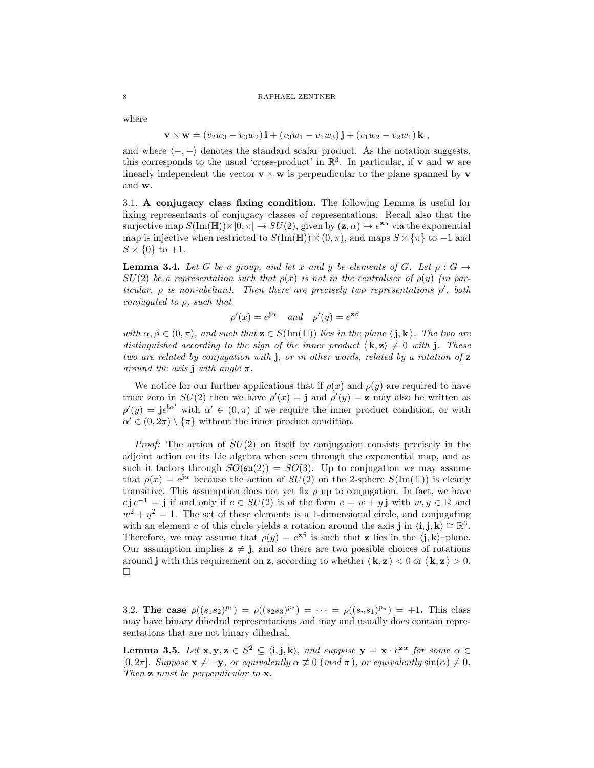where

$$\mathbf{v} \times \mathbf{w} = (v_2 w_3 - v_3 w_2)\, \mathbf{i} + (v_3 w_1 - v_1 w_3)\, \mathbf{j} + (v_1 w_2 - v_2 w_1)\, \mathbf{k} \ ,$$

and where $\langle -, - \rangle$ denotes the standard scalar product. As the notation suggests, this corresponds to the usual 'cross-product' in $\mathbb{R}^3$. In particular, if $\mathbf{v}$ and $\mathbf{w}$ are linearly independent the vector $\mathbf{v} \times \mathbf{w}$ is perpendicular to the plane spanned by $\mathbf{v}$ and $\mathbf{w}$.

3.1. **A conjugacy class fixing condition.** The following Lemma is useful for fixing representants of conjugacy classes of representations. Recall also that the surjective map $S(\mathrm{Im}(\mathbb{H})) \times [0, \pi] \to SU(2)$, given by $(\mathbf{z}, \alpha) \mapsto e^{\mathbf{z}\alpha}$ via the exponential map is injective when restricted to $S(\mathrm{Im}(\mathbb{H})) \times (0, \pi)$, and maps $S \times \{\pi\}$ to $-1$ and $S \times \{0\}$ to $+1$.

**Lemma 3.4.** *Let $G$ be a group, and let $x$ and $y$ be elements of $G$. Let $\rho : G \to SU(2)$ be a representation such that $\rho(x)$ is not in the centraliser of $\rho(y)$ (in particular, $\rho$ is non-abelian). Then there are precisely two representations $\rho'$, both conjugated to $\rho$, such that*

$$\rho'(x) = e^{\mathbf{j}\alpha} \quad \text{and} \quad \rho'(y) = e^{\mathbf{z}\beta}$$

*with $\alpha, \beta \in (0, \pi)$, and such that $\mathbf{z} \in S(\mathrm{Im}(\mathbb{H}))$ lies in the plane $\langle \mathbf{j}, \mathbf{k} \rangle$. The two are distinguished according to the sign of the inner product $\langle \mathbf{k}, \mathbf{z} \rangle \neq 0$ with $\mathbf{j}$. These two are related by conjugation with $\mathbf{j}$, or in other words, related by a rotation of $\mathbf{z}$ around the axis $\mathbf{j}$ with angle $\pi$.*

We notice for our further applications that if $\rho(x)$ and $\rho(y)$ are required to have trace zero in $SU(2)$ then we have $\rho'(x) = \mathbf{j}$ and $\rho'(y) = \mathbf{z}$ may also be written as $\rho'(y) = \mathbf{j} e^{\mathbf{i}\alpha'}$ with $\alpha' \in (0, \pi)$ if we require the inner product condition, or with $\alpha' \in (0, 2\pi) \setminus \{\pi\}$ without the inner product condition.

*Proof:* The action of $SU(2)$ on itself by conjugation consists precisely in the adjoint action on its Lie algebra when seen through the exponential map, and as such it factors through $SO(\mathfrak{su}(2)) = SO(3)$. Up to conjugation we may assume that $\rho(x) = e^{\mathbf{j}\alpha}$ because the action of $SU(2)$ on the 2-sphere $S(\mathrm{Im}(\mathbb{H}))$ is clearly transitive. This assumption does not yet fix $\rho$ up to conjugation. In fact, we have $c\,\mathbf{j}\,c^{-1} = \mathbf{j}$ if and only if $c \in SU(2)$ is of the form $c = w + y\,\mathbf{j}$ with $w, y \in \mathbb{R}$ and $w^2 + y^2 = 1$. The set of these elements is a 1-dimensional circle, and conjugating with an element $c$ of this circle yields a rotation around the axis $\mathbf{j}$ in $\langle \mathbf{i}, \mathbf{j}, \mathbf{k} \rangle \cong \mathbb{R}^3$. Therefore, we may assume that $\rho(y) = e^{\mathbf{z}\beta}$ is such that $\mathbf{z}$ lies in the $\langle \mathbf{j}, \mathbf{k} \rangle$–plane. Our assumption implies $\mathbf{z} \neq \mathbf{j}$, and so there are two possible choices of rotations around $\mathbf{j}$ with this requirement on $\mathbf{z}$, according to whether $\langle \mathbf{k}, \mathbf{z} \rangle < 0$ or $\langle \mathbf{k}, \mathbf{z} \rangle > 0$. □

3.2. **The case $\rho((s_1 s_2)^{p_1}) = \rho((s_2 s_3)^{p_2}) = \cdots = \rho((s_n s_1)^{p_n}) = +1$.** This class may have binary dihedral representations and may and usually does contain representations that are not binary dihedral.

**Lemma 3.5.** *Let $\mathbf{x}, \mathbf{y}, \mathbf{z} \in S^2 \subseteq \langle \mathbf{i}, \mathbf{j}, \mathbf{k} \rangle$, and suppose $\mathbf{y} = \mathbf{x} \cdot e^{\mathbf{z}\alpha}$ for some $\alpha \in [0, 2\pi]$. Suppose $\mathbf{x} \neq \pm \mathbf{y}$, or equivalently $\alpha \not\equiv 0 \ (mod\ \pi)$, or equivalently $\sin(\alpha) \neq 0$. Then $\mathbf{z}$ must be perpendicular to $\mathbf{x}$.*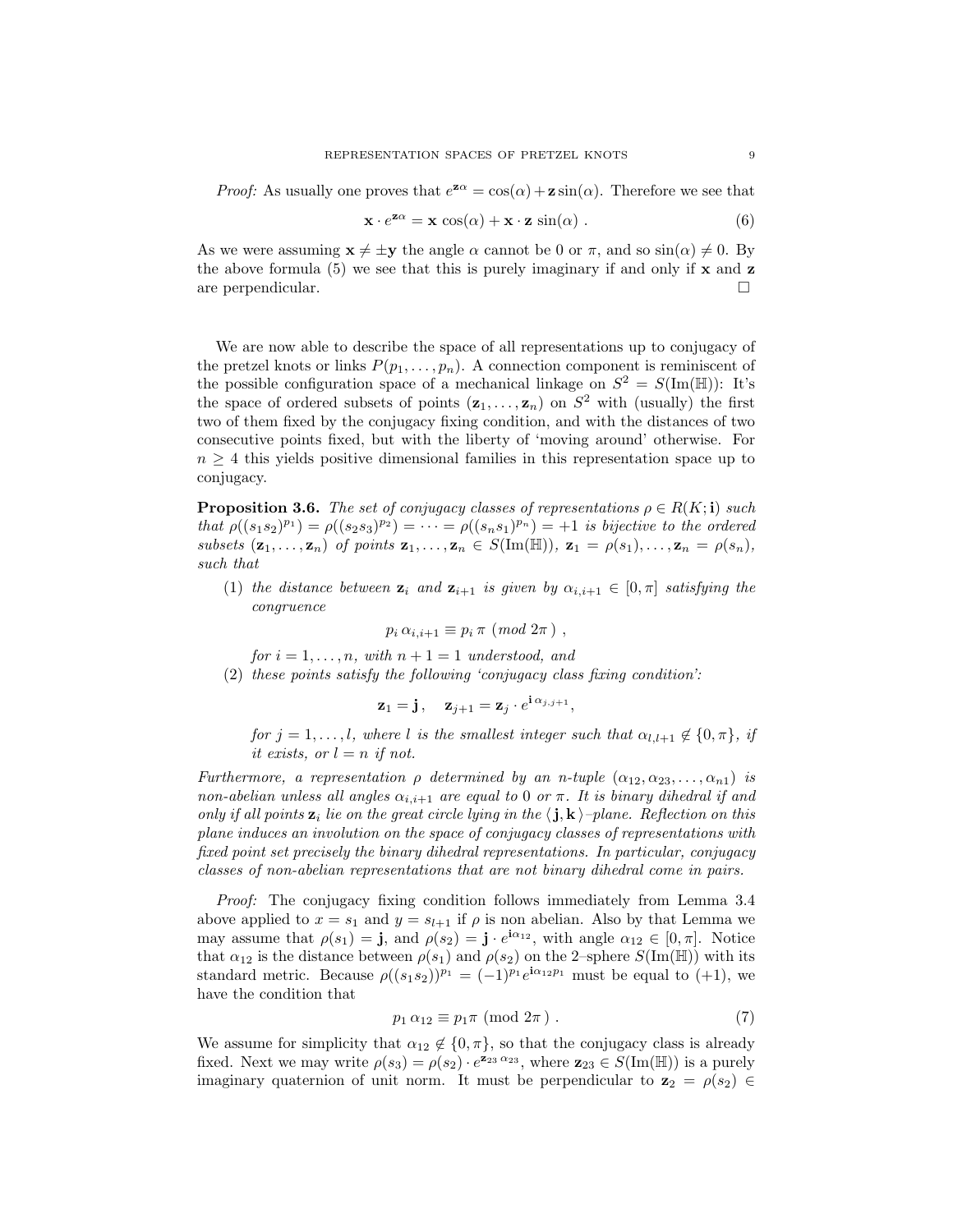*Proof:* As usually one proves that $e^{\mathbf{z}\alpha} = \cos(\alpha) + \mathbf{z}\sin(\alpha)$. Therefore we see that

$$\mathbf{x} \cdot e^{\mathbf{z}\alpha} = \mathbf{x}\,\cos(\alpha) + \mathbf{x} \cdot \mathbf{z}\,\sin(\alpha)\;. \tag{6}$$

As we were assuming $\mathbf{x} \neq \pm\mathbf{y}$ the angle $\alpha$ cannot be 0 or $\pi$, and so $\sin(\alpha) \neq 0$. By the above formula (5) we see that this is purely imaginary if and only if $\mathbf{x}$ and $\mathbf{z}$ are perpendicular. $\square$

We are now able to describe the space of all representations up to conjugacy of the pretzel knots or links $P(p_1, \ldots, p_n)$. A connection component is reminiscent of the possible configuration space of a mechanical linkage on $S^2 = S(\mathrm{Im}(\mathbb{H}))$: It's the space of ordered subsets of points $(\mathbf{z}_1, \ldots, \mathbf{z}_n)$ on $S^2$ with (usually) the first two of them fixed by the conjugacy fixing condition, and with the distances of two consecutive points fixed, but with the liberty of 'moving around' otherwise. For $n \geq 4$ this yields positive dimensional families in this representation space up to conjugacy.

**Proposition 3.6.** *The set of conjugacy classes of representations $\rho \in R(K; \mathbf{i})$ such that $\rho((s_1 s_2)^{p_1}) = \rho((s_2 s_3)^{p_2}) = \cdots = \rho((s_n s_1)^{p_n}) = +1$ is bijective to the ordered subsets $(\mathbf{z}_1, \ldots, \mathbf{z}_n)$ of points $\mathbf{z}_1, \ldots, \mathbf{z}_n \in S(\mathrm{Im}(\mathbb{H}))$, $\mathbf{z}_1 = \rho(s_1), \ldots, \mathbf{z}_n = \rho(s_n)$, such that*

1. *the distance between $\mathbf{z}_i$ and $\mathbf{z}_{i+1}$ is given by $\alpha_{i,i+1} \in [0, \pi]$ satisfying the congruence*
$$p_i\,\alpha_{i,i+1} \equiv p_i\,\pi \;(mod\; 2\pi)\;,$$
*for $i = 1, \ldots, n$, with $n + 1 = 1$ understood, and*
2. *these points satisfy the following 'conjugacy class fixing condition':*
$$\mathbf{z}_1 = \mathbf{j}\,, \quad \mathbf{z}_{j+1} = \mathbf{z}_j \cdot e^{\mathbf{i}\,\alpha_{j,j+1}},$$
*for $j = 1, \ldots, l$, where $l$ is the smallest integer such that $\alpha_{l,l+1} \notin \{0, \pi\}$, if it exists, or $l = n$ if not.*

*Furthermore, a representation $\rho$ determined by an $n$-tuple $(\alpha_{12}, \alpha_{23}, \ldots, \alpha_{n1})$ is non-abelian unless all angles $\alpha_{i,i+1}$ are equal to 0 or $\pi$. It is binary dihedral if and only if all points $\mathbf{z}_i$ lie on the great circle lying in the $\langle \mathbf{j}, \mathbf{k} \rangle$–plane. Reflection on this plane induces an involution on the space of conjugacy classes of representations with fixed point set precisely the binary dihedral representations. In particular, conjugacy classes of non-abelian representations that are not binary dihedral come in pairs.*

*Proof:* The conjugacy fixing condition follows immediately from Lemma 3.4 above applied to $x = s_1$ and $y = s_{l+1}$ if $\rho$ is non abelian. Also by that Lemma we may assume that $\rho(s_1) = \mathbf{j}$, and $\rho(s_2) = \mathbf{j} \cdot e^{\mathbf{i}\alpha_{12}}$, with angle $\alpha_{12} \in [0, \pi]$. Notice that $\alpha_{12}$ is the distance between $\rho(s_1)$ and $\rho(s_2)$ on the 2–sphere $S(\mathrm{Im}(\mathbb{H}))$ with its standard metric. Because $\rho((s_1 s_2))^{p_1} = (-1)^{p_1} e^{\mathbf{i}\alpha_{12} p_1}$ must be equal to $(+1)$, we have the condition that

$$p_1\,\alpha_{12} \equiv p_1 \pi \;(\mathrm{mod}\; 2\pi)\;. \tag{7}$$

We assume for simplicity that $\alpha_{12} \notin \{0, \pi\}$, so that the conjugacy class is already fixed. Next we may write $\rho(s_3) = \rho(s_2) \cdot e^{\mathbf{z}_{23}\,\alpha_{23}}$, where $\mathbf{z}_{23} \in S(\mathrm{Im}(\mathbb{H}))$ is a purely imaginary quaternion of unit norm. It must be perpendicular to $\mathbf{z}_2 = \rho(s_2) \in$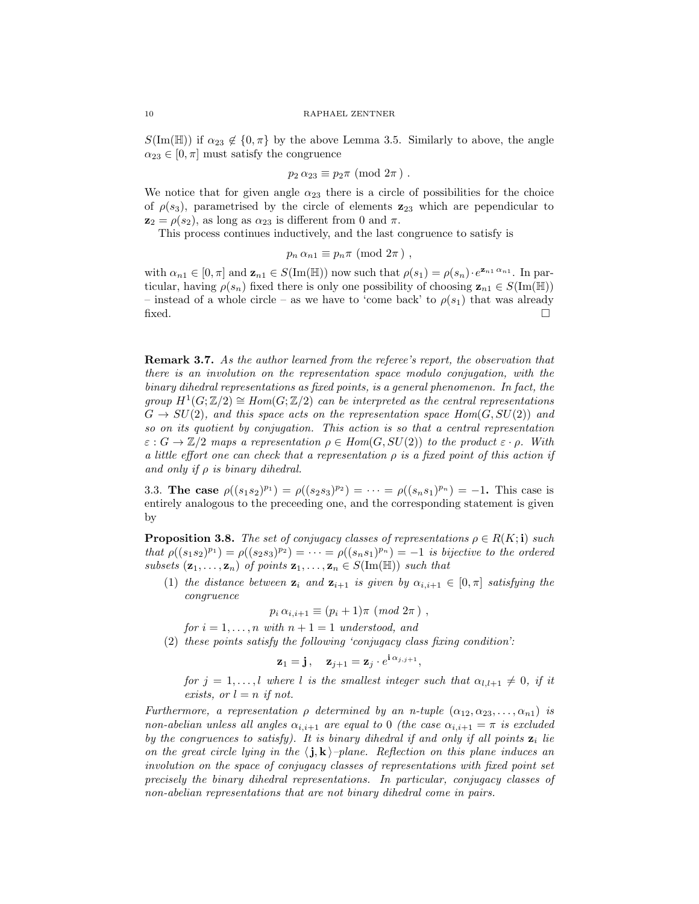$S(\mathrm{Im}(\mathbb{H}))$ if $\alpha_{23} \notin \{0, \pi\}$ by the above Lemma 3.5. Similarly to above, the angle $\alpha_{23} \in [0, \pi]$ must satisfy the congruence

$$p_2\, \alpha_{23} \equiv p_2 \pi \pmod{2\pi}\ .$$

We notice that for given angle $\alpha_{23}$ there is a circle of possibilities for the choice of $\rho(s_3)$, parametrised by the circle of elements $\mathbf{z}_{23}$ which are pependicular to $\mathbf{z}_2 = \rho(s_2)$, as long as $\alpha_{23}$ is different from 0 and $\pi$.

This process continues inductively, and the last congruence to satisfy is

$$p_n\, \alpha_{n1} \equiv p_n \pi \pmod{2\pi}\ ,$$

with $\alpha_{n1} \in [0, \pi]$ and $\mathbf{z}_{n1} \in S(\mathrm{Im}(\mathbb{H}))$ now such that $\rho(s_1) = \rho(s_n) \cdot e^{\mathbf{z}_{n1}\, \alpha_{n1}}$. In particular, having $\rho(s_n)$ fixed there is only one possibility of choosing $\mathbf{z}_{n1} \in S(\mathrm{Im}(\mathbb{H}))$ – instead of a whole circle – as we have to 'come back' to $\rho(s_1)$ that was already fixed. □

**Remark 3.7.** *As the author learned from the referee's report, the observation that there is an involution on the representation space modulo conjugation, with the binary dihedral representations as fixed points, is a general phenomenon. In fact, the group $H^1(G; \mathbb{Z}/2) \cong Hom(G; \mathbb{Z}/2)$ can be interpreted as the central representations $G \to SU(2)$, and this space acts on the representation space $Hom(G, SU(2))$ and so on its quotient by conjugation. This action is so that a central representation $\varepsilon : G \to \mathbb{Z}/2$ maps a representation $\rho \in Hom(G, SU(2))$ to the product $\varepsilon \cdot \rho$. With a little effort one can check that a representation $\rho$ is a fixed point of this action if and only if $\rho$ is binary dihedral.*

3.3. **The case $\rho((s_1 s_2)^{p_1}) = \rho((s_2 s_3)^{p_2}) = \cdots = \rho((s_n s_1)^{p_n}) = -1$.** This case is entirely analogous to the preceeding one, and the corresponding statement is given by

**Proposition 3.8.** *The set of conjugacy classes of representations $\rho \in R(K; \mathbf{i})$ such that $\rho((s_1 s_2)^{p_1}) = \rho((s_2 s_3)^{p_2}) = \cdots = \rho((s_n s_1)^{p_n}) = -1$ is bijective to the ordered subsets $(\mathbf{z}_1, \ldots, \mathbf{z}_n)$ of points $\mathbf{z}_1, \ldots, \mathbf{z}_n \in S(\mathrm{Im}(\mathbb{H}))$ such that*

1. *the distance between $\mathbf{z}_i$ and $\mathbf{z}_{i+1}$ is given by $\alpha_{i,i+1} \in [0, \pi]$ satisfying the congruence*

   $$p_i\, \alpha_{i,i+1} \equiv (p_i + 1)\pi \pmod{2\pi}\ ,$$

   *for $i = 1, \ldots, n$ with $n + 1 = 1$ understood, and*
2. *these points satisfy the following 'conjugacy class fixing condition':*

   $$\mathbf{z}_1 = \mathbf{j}\,, \quad \mathbf{z}_{j+1} = \mathbf{z}_j \cdot e^{\mathbf{i}\, \alpha_{j,j+1}},$$

   *for $j = 1, \ldots, l$ where $l$ is the smallest integer such that $\alpha_{l,l+1} \neq 0$, if it exists, or $l = n$ if not.*

*Furthermore, a representation $\rho$ determined by an $n$-tuple $(\alpha_{12}, \alpha_{23}, \ldots, \alpha_{n1})$ is non-abelian unless all angles $\alpha_{i,i+1}$ are equal to 0 (the case $\alpha_{i,i+1} = \pi$ is excluded by the congruences to satisfy). It is binary dihedral if and only if all points $\mathbf{z}_i$ lie on the great circle lying in the $\langle \mathbf{j}, \mathbf{k} \rangle$–plane. Reflection on this plane induces an involution on the space of conjugacy classes of representations with fixed point set precisely the binary dihedral representations. In particular, conjugacy classes of non-abelian representations that are not binary dihedral come in pairs.*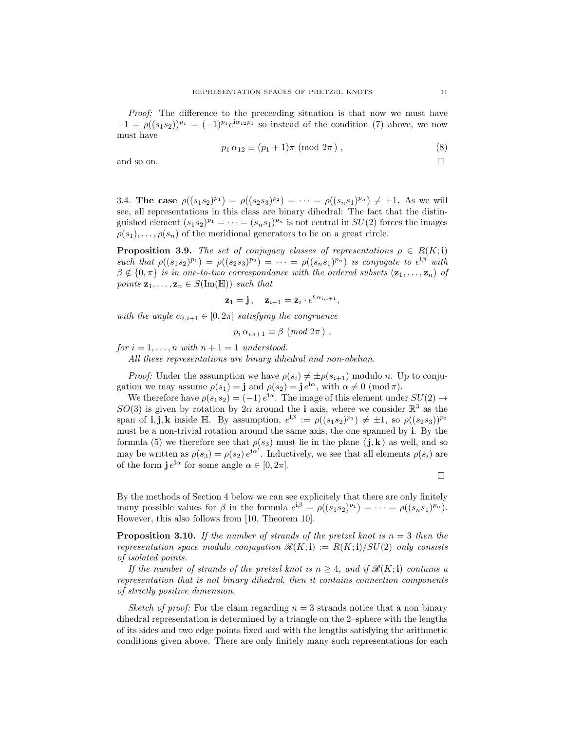*Proof:* The difference to the preceeding situation is that now we must have $-1 = \rho((s_1 s_2))^{p_1} = (-1)^{p_1} e^{\mathbf{i}\alpha_{12} p_1}$ so instead of the condition (7) above, we now must have

$$p_1\, \alpha_{12} \equiv (p_1 + 1)\pi \ (\text{mod } 2\pi\,)\ , \tag{8}$$

and so on. □

### 3.4. The case $\rho((s_1 s_2)^{p_1}) = \rho((s_2 s_3)^{p_2}) = \cdots = \rho((s_n s_1)^{p_n}) \neq \pm 1$.

As we will see, all representations in this class are binary dihedral: The fact that the distinguished element $(s_1 s_2)^{p_1} = \cdots = (s_n s_1)^{p_n}$ is not central in $SU(2)$ forces the images $\rho(s_1), \ldots, \rho(s_n)$ of the meridional generators to lie on a great circle.

**Proposition 3.9.** *The set of conjugacy classes of representations $\rho \in R(K;\mathbf{i})$ such that $\rho((s_1 s_2)^{p_1}) = \rho((s_2 s_3)^{p_2}) = \cdots = \rho((s_n s_1)^{p_n})$ is conjugate to $e^{\mathbf{i}\beta}$ with $\beta \notin \{0, \pi\}$ is in one-to-two correspondance with the ordered subsets $(\mathbf{z}_1, \ldots, \mathbf{z}_n)$ of points $\mathbf{z}_1, \ldots, \mathbf{z}_n \in S(\mathrm{Im}(\mathbb{H}))$ such that*

$$\mathbf{z}_1 = \mathbf{j}\,, \quad \mathbf{z}_{i+1} = \mathbf{z}_i \cdot e^{\mathbf{i}\,\alpha_{i,i+1}},$$

*with the angle $\alpha_{i,i+1} \in [0, 2\pi]$ satisfying the congruence*

$$p_i\, \alpha_{i,i+1} \equiv \beta \ (mod\ 2\pi\,)\ ,$$

*for $i = 1, \ldots, n$ with $n + 1 = 1$ understood.*

*All these representations are binary dihedral and non-abelian.*

*Proof:* Under the assumption we have $\rho(s_i) \neq \pm\rho(s_{i+1})$ modulo $n$. Up to conjugation we may assume $\rho(s_1) = \mathbf{j}$ and $\rho(s_2) = \mathbf{j}\, e^{\mathbf{i}\alpha}$, with $\alpha \neq 0 \ (\text{mod}\, \pi)$.

We therefore have $\rho(s_1 s_2) = (-1)\, e^{\mathbf{i}\alpha}$. The image of this element under $SU(2) \to SO(3)$ is given by rotation by $2\alpha$ around the $\mathbf{i}$ axis, where we consider $\mathbb{R}^3$ as the span of $\mathbf{i}, \mathbf{j}, \mathbf{k}$ inside $\mathbb{H}$. By assumption, $e^{\mathbf{i}\beta} := \rho((s_1 s_2)^{p_1}) \neq \pm 1$, so $\rho((s_2 s_3))^{p_2}$ must be a non-trivial rotation around the same axis, the one spanned by $\mathbf{i}$. By the formula (5) we therefore see that $\rho(s_3)$ must lie in the plane $\langle\, \mathbf{j}, \mathbf{k}\,\rangle$ as well, and so may be written as $\rho(s_3) = \rho(s_2)\, e^{\mathbf{i}\alpha'}$. Inductively, we see that all elements $\rho(s_i)$ are of the form $\mathbf{j}\, e^{\mathbf{i}\alpha}$ for some angle $\alpha \in [0, 2\pi]$.

□

By the methods of Section 4 below we can see explicitely that there are only finitely many possible values for $\beta$ in the formula $e^{\mathbf{i}\beta} = \rho((s_1 s_2)^{p_1}) = \cdots = \rho((s_n s_1)^{p_n})$. However, this also follows from [10, Theorem 10].

**Proposition 3.10.** *If the number of strands of the pretzel knot is $n = 3$ then the representation space modulo conjugation $\mathscr{R}(K;\mathbf{i}) := R(K;\mathbf{i})/SU(2)$ only consists of isolated points.*

*If the number of strands of the pretzel knot is $n \geq 4$, and if $\mathscr{R}(K;\mathbf{i})$ contains a representation that is not binary dihedral, then it contains connection components of strictly positive dimension.*

*Sketch of proof:* For the claim regarding $n = 3$ strands notice that a non binary dihedral representation is determined by a triangle on the 2–sphere with the lengths of its sides and two edge points fixed and with the lengths satisfying the arithmetic conditions given above. There are only finitely many such representations for each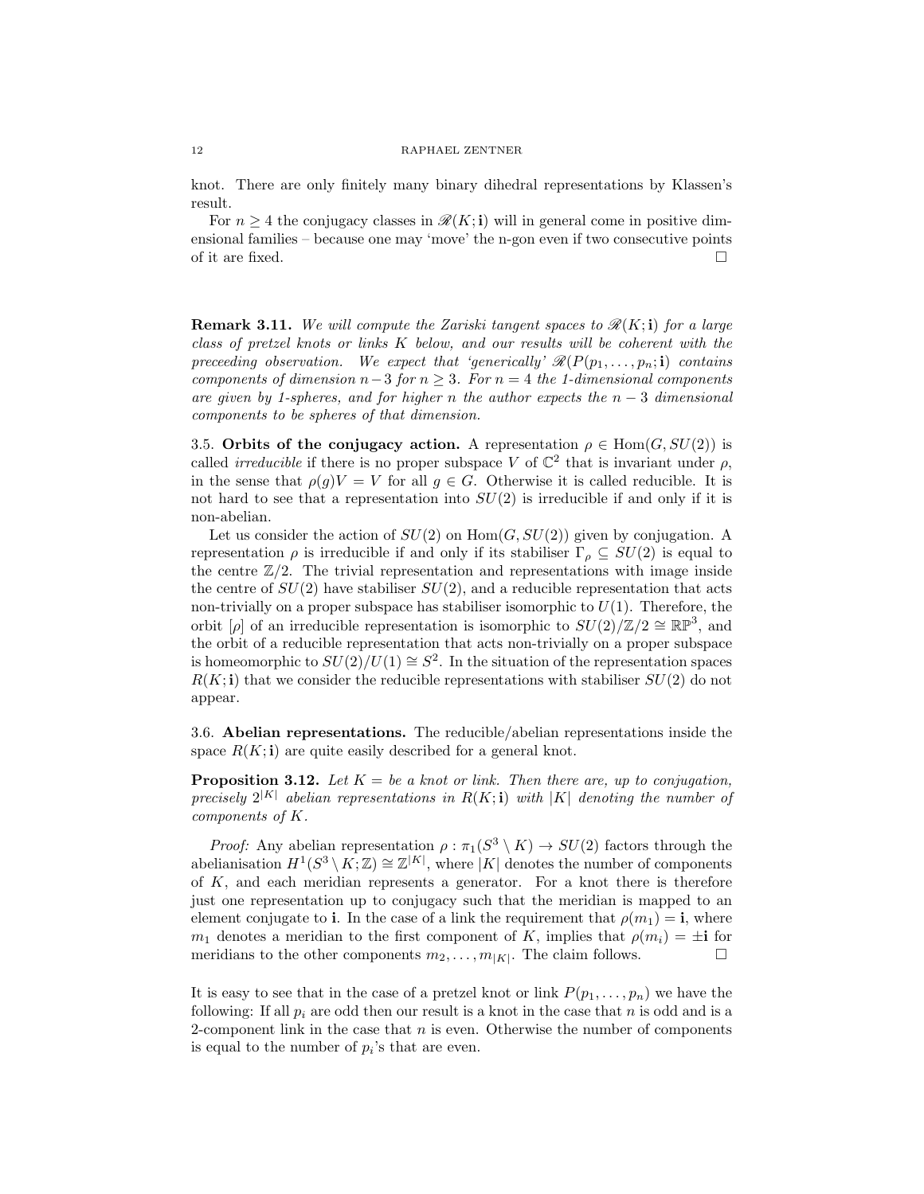knot. There are only finitely many binary dihedral representations by Klassen's result.

For $n \geq 4$ the conjugacy classes in $\mathscr{R}(K;\mathbf{i})$ will in general come in positive dimensional families – because one may 'move' the n-gon even if two consecutive points of it are fixed. $\square$

**Remark 3.11.** *We will compute the Zariski tangent spaces to $\mathscr{R}(K;\mathbf{i})$ for a large class of pretzel knots or links $K$ below, and our results will be coherent with the preceeding observation. We expect that 'generically' $\mathscr{R}(P(p_1,\dots,p_n;\mathbf{i})$ contains components of dimension $n-3$ for $n \geq 3$. For $n = 4$ the 1-dimensional components are given by 1-spheres, and for higher $n$ the author expects the $n-3$ dimensional components to be spheres of that dimension.*

3.5. **Orbits of the conjugacy action.** A representation $\rho \in \mathrm{Hom}(G, SU(2))$ is called *irreducible* if there is no proper subspace $V$ of $\mathbb{C}^2$ that is invariant under $\rho$, in the sense that $\rho(g)V = V$ for all $g \in G$. Otherwise it is called reducible. It is not hard to see that a representation into $SU(2)$ is irreducible if and only if it is non-abelian.

Let us consider the action of $SU(2)$ on $\mathrm{Hom}(G, SU(2))$ given by conjugation. A representation $\rho$ is irreducible if and only if its stabiliser $\Gamma_\rho \subseteq SU(2)$ is equal to the centre $\mathbb{Z}/2$. The trivial representation and representations with image inside the centre of $SU(2)$ have stabiliser $SU(2)$, and a reducible representation that acts non-trivially on a proper subspace has stabiliser isomorphic to $U(1)$. Therefore, the orbit $[\rho]$ of an irreducible representation is isomorphic to $SU(2)/\mathbb{Z}/2 \cong \mathbb{RP}^3$, and the orbit of a reducible representation that acts non-trivially on a proper subspace is homeomorphic to $SU(2)/U(1) \cong S^2$. In the situation of the representation spaces $R(K;\mathbf{i})$ that we consider the reducible representations with stabiliser $SU(2)$ do not appear.

3.6. **Abelian representations.** The reducible/abelian representations inside the space $R(K;\mathbf{i})$ are quite easily described for a general knot.

**Proposition 3.12.** *Let $K =$ be a knot or link. Then there are, up to conjugation, precisely $2^{|K|}$ abelian representations in $R(K;\mathbf{i})$ with $|K|$ denoting the number of components of $K$.*

*Proof:* Any abelian representation $\rho : \pi_1(S^3 \setminus K) \to SU(2)$ factors through the abelianisation $H^1(S^3 \setminus K;\mathbb{Z}) \cong \mathbb{Z}^{|K|}$, where $|K|$ denotes the number of components of $K$, and each meridian represents a generator. For a knot there is therefore just one representation up to conjugacy such that the meridian is mapped to an element conjugate to $\mathbf{i}$. In the case of a link the requirement that $\rho(m_1) = \mathbf{i}$, where $m_1$ denotes a meridian to the first component of $K$, implies that $\rho(m_i) = \pm\mathbf{i}$ for meridians to the other components $m_2, \dots, m_{|K|}$. The claim follows. $\square$

It is easy to see that in the case of a pretzel knot or link $P(p_1,\dots,p_n)$ we have the following: If all $p_i$ are odd then our result is a knot in the case that $n$ is odd and is a 2-component link in the case that $n$ is even. Otherwise the number of components is equal to the number of $p_i$'s that are even.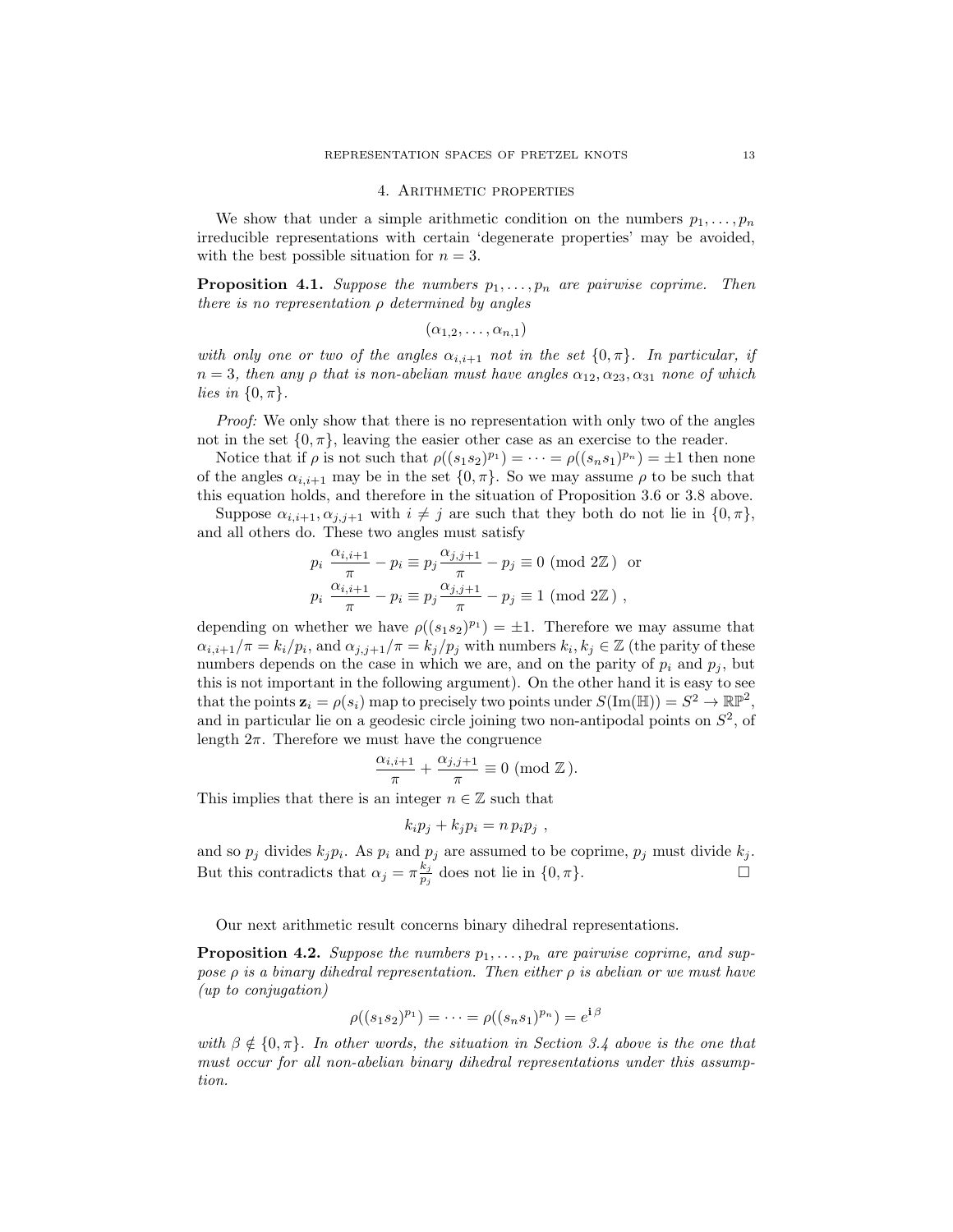## 4. Arithmetic properties

We show that under a simple arithmetic condition on the numbers $p_1, \ldots, p_n$ irreducible representations with certain 'degenerate properties' may be avoided, with the best possible situation for $n = 3$.

**Proposition 4.1.** *Suppose the numbers $p_1, \ldots, p_n$ are pairwise coprime. Then there is no representation $\rho$ determined by angles*

$$(\alpha_{1,2}, \ldots, \alpha_{n,1})$$

*with only one or two of the angles $\alpha_{i,i+1}$ not in the set $\{0, \pi\}$. In particular, if $n = 3$, then any $\rho$ that is non-abelian must have angles $\alpha_{12}, \alpha_{23}, \alpha_{31}$ none of which lies in $\{0, \pi\}$.*

*Proof:* We only show that there is no representation with only two of the angles not in the set $\{0, \pi\}$, leaving the easier other case as an exercise to the reader.

Notice that if $\rho$ is not such that $\rho((s_1 s_2)^{p_1}) = \cdots = \rho((s_n s_1)^{p_n}) = \pm 1$ then none of the angles $\alpha_{i,i+1}$ may be in the set $\{0, \pi\}$. So we may assume $\rho$ to be such that this equation holds, and therefore in the situation of Proposition 3.6 or 3.8 above.

Suppose $\alpha_{i,i+1}, \alpha_{j,j+1}$ with $i \neq j$ are such that they both do not lie in $\{0, \pi\}$, and all others do. These two angles must satisfy

$$p_i \, \frac{\alpha_{i,i+1}}{\pi} - p_i \equiv p_j \frac{\alpha_{j,j+1}}{\pi} - p_j \equiv 0 \pmod{2\mathbb{Z}} \quad \text{or}$$
$$p_i \, \frac{\alpha_{i,i+1}}{\pi} - p_i \equiv p_j \frac{\alpha_{j,j+1}}{\pi} - p_j \equiv 1 \pmod{2\mathbb{Z}} \; ,$$

depending on whether we have $\rho((s_1 s_2)^{p_1}) = \pm 1$. Therefore we may assume that $\alpha_{i,i+1}/\pi = k_i/p_i$, and $\alpha_{j,j+1}/\pi = k_j/p_j$ with numbers $k_i, k_j \in \mathbb{Z}$ (the parity of these numbers depends on the case in which we are, and on the parity of $p_i$ and $p_j$, but this is not important in the following argument). On the other hand it is easy to see that the points $\mathbf{z}_i = \rho(s_i)$ map to precisely two points under $S(\mathrm{Im}(\mathbb{H})) = S^2 \to \mathbb{RP}^2$, and in particular lie on a geodesic circle joining two non-antipodal points on $S^2$, of length $2\pi$. Therefore we must have the congruence

$$\frac{\alpha_{i,i+1}}{\pi} + \frac{\alpha_{j,j+1}}{\pi} \equiv 0 \pmod{\mathbb{Z}}.$$

This implies that there is an integer $n \in \mathbb{Z}$ such that

$$k_i p_j + k_j p_i = n \, p_i p_j \; ,$$

and so $p_j$ divides $k_j p_i$. As $p_i$ and $p_j$ are assumed to be coprime, $p_j$ must divide $k_j$. But this contradicts that $\alpha_j = \pi \frac{k_j}{p_j}$ does not lie in $\{0, \pi\}$. □

Our next arithmetic result concerns binary dihedral representations.

**Proposition 4.2.** *Suppose the numbers $p_1, \ldots, p_n$ are pairwise coprime, and suppose $\rho$ is a binary dihedral representation. Then either $\rho$ is abelian or we must have (up to conjugation)*

$$\rho((s_1 s_2)^{p_1}) = \cdots = \rho((s_n s_1)^{p_n}) = e^{\mathbf{i}\,\beta}$$

*with $\beta \notin \{0, \pi\}$. In other words, the situation in Section 3.4 above is the one that must occur for all non-abelian binary dihedral representations under this assumption.*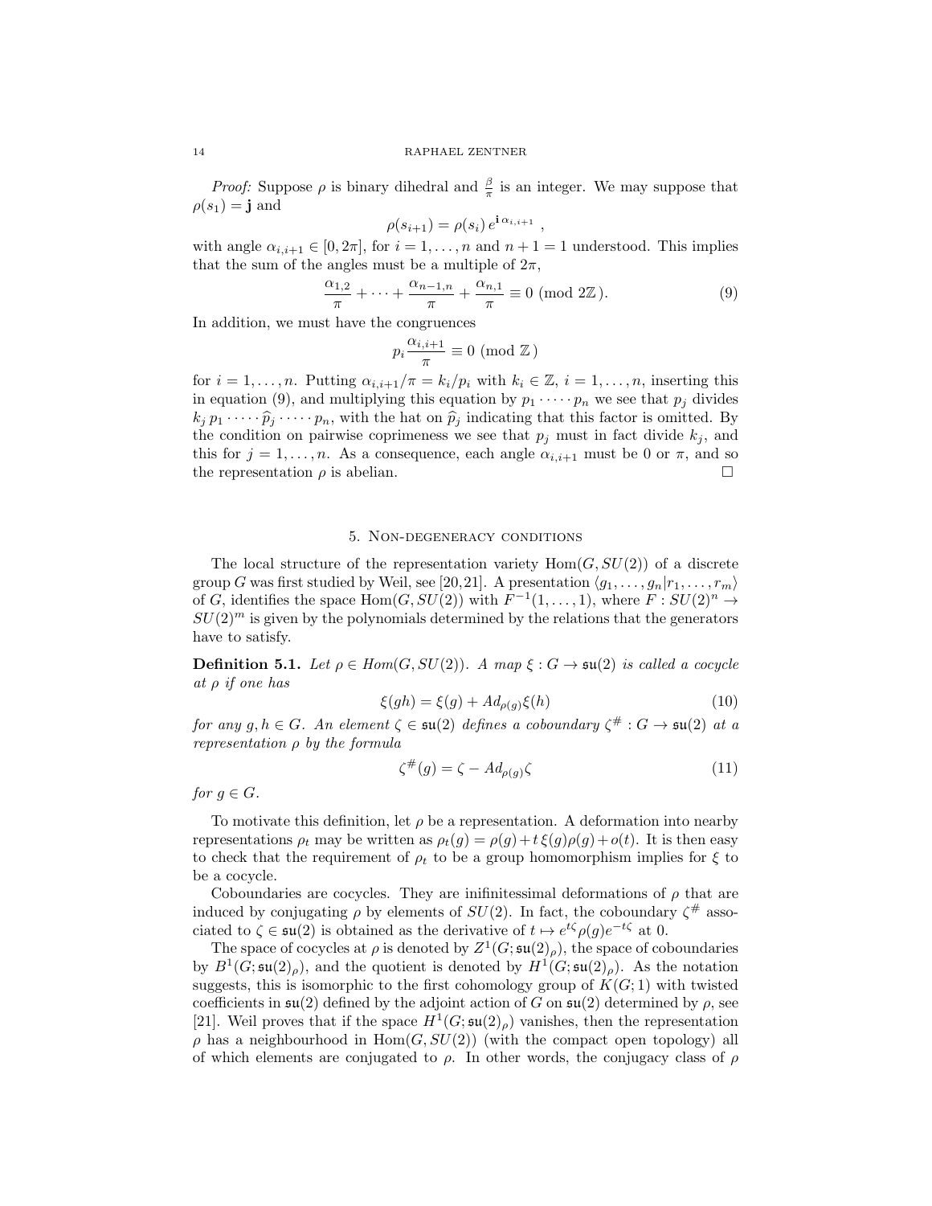*Proof:* Suppose $\rho$ is binary dihedral and $\frac{\beta}{\pi}$ is an integer. We may suppose that $\rho(s_1) = \mathbf{j}$ and

$$\rho(s_{i+1}) = \rho(s_i)\, e^{\mathbf{i}\,\alpha_{i,i+1}} \ ,$$

with angle $\alpha_{i,i+1} \in [0, 2\pi]$, for $i = 1, \ldots, n$ and $n+1 = 1$ understood. This implies that the sum of the angles must be a multiple of $2\pi$,

$$\frac{\alpha_{1,2}}{\pi} + \cdots + \frac{\alpha_{n-1,n}}{\pi} + \frac{\alpha_{n,1}}{\pi} \equiv 0 \ (\text{mod } 2\mathbb{Z}\,). \tag{9}$$

In addition, we must have the congruences

$$p_i \frac{\alpha_{i,i+1}}{\pi} \equiv 0 \ (\text{mod } \mathbb{Z}\,)$$

for $i = 1, \ldots, n$. Putting $\alpha_{i,i+1}/\pi = k_i/p_i$ with $k_i \in \mathbb{Z}$, $i = 1, \ldots, n$, inserting this in equation (9), and multiplying this equation by $p_1 \cdot \cdots \cdot p_n$ we see that $p_j$ divides $k_j\, p_1 \cdot \cdots \cdot \widehat{p}_j \cdot \cdots \cdot p_n$, with the hat on $\widehat{p}_j$ indicating that this factor is omitted. By the condition on pairwise coprimeness we see that $p_j$ must in fact divide $k_j$, and this for $j = 1, \ldots, n$. As a consequence, each angle $\alpha_{i,i+1}$ must be 0 or $\pi$, and so the representation $\rho$ is abelian. $\square$

## 5. Non-degeneracy conditions

The local structure of the representation variety $\mathrm{Hom}(G, SU(2))$ of a discrete group $G$ was first studied by Weil, see [20,21]. A presentation $\langle g_1, \ldots, g_n | r_1, \ldots, r_m \rangle$ of $G$, identifies the space $\mathrm{Hom}(G, SU(2))$ with $F^{-1}(1, \ldots, 1)$, where $F : SU(2)^n \to SU(2)^m$ is given by the polynomials determined by the relations that the generators have to satisfy.

**Definition 5.1.** *Let $\rho \in Hom(G, SU(2))$. A map $\xi : G \to \mathfrak{su}(2)$ is called a cocycle at $\rho$ if one has*

$$\xi(gh) = \xi(g) + Ad_{\rho(g)}\xi(h) \tag{10}$$

*for any $g, h \in G$. An element $\zeta \in \mathfrak{su}(2)$ defines a coboundary $\zeta^{\#} : G \to \mathfrak{su}(2)$ at a representation $\rho$ by the formula*

$$\zeta^{\#}(g) = \zeta - Ad_{\rho(g)}\zeta \tag{11}$$

*for $g \in G$.*

To motivate this definition, let $\rho$ be a representation. A deformation into nearby representations $\rho_t$ may be written as $\rho_t(g) = \rho(g) + t\,\xi(g)\rho(g) + o(t)$. It is then easy to check that the requirement of $\rho_t$ to be a group homomorphism implies for $\xi$ to be a cocycle.

Coboundaries are cocycles. They are inifinitesimal deformations of $\rho$ that are induced by conjugating $\rho$ by elements of $SU(2)$. In fact, the coboundary $\zeta^{\#}$ associated to $\zeta \in \mathfrak{su}(2)$ is obtained as the derivative of $t \mapsto e^{t\zeta}\rho(g)e^{-t\zeta}$ at 0.

The space of cocycles at $\rho$ is denoted by $Z^1(G; \mathfrak{su}(2)_\rho)$, the space of coboundaries by $B^1(G; \mathfrak{su}(2)_\rho)$, and the quotient is denoted by $H^1(G; \mathfrak{su}(2)_\rho)$. As the notation suggests, this is isomorphic to the first cohomology group of $K(G; 1)$ with twisted coefficients in $\mathfrak{su}(2)$ defined by the adjoint action of $G$ on $\mathfrak{su}(2)$ determined by $\rho$, see [21]. Weil proves that if the space $H^1(G; \mathfrak{su}(2)_\rho)$ vanishes, then the representation $\rho$ has a neighbourhood in $\mathrm{Hom}(G, SU(2))$ (with the compact open topology) all of which elements are conjugated to $\rho$. In other words, the conjugacy class of $\rho$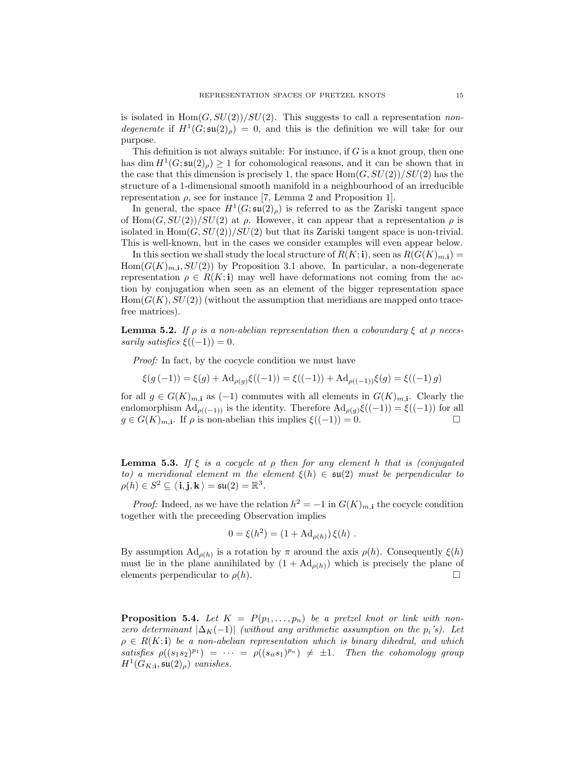is isolated in $\mathrm{Hom}(G, SU(2))/SU(2)$. This suggests to call a representation *non-degenerate* if $H^1(G; \mathfrak{su}(2)_\rho) = 0$, and this is the definition we will take for our purpose.

This definition is not always suitable: For instance, if $G$ is a knot group, then one has $\dim H^1(G; \mathfrak{su}(2)_\rho) \geq 1$ for cohomological reasons, and it can be shown that in the case that this dimension is precisely 1, the space $\mathrm{Hom}(G, SU(2))/SU(2)$ has the structure of a 1-dimensional smooth manifold in a neighbourhood of an irreducible representation $\rho$, see for instance [7, Lemma 2 and Proposition 1].

In general, the space $H^1(G; \mathfrak{su}(2)_\rho)$ is referred to as the Zariski tangent space of $\mathrm{Hom}(G, SU(2))/SU(2)$ at $\rho$. However, it can appear that a representation $\rho$ is isolated in $\mathrm{Hom}(G, SU(2))/SU(2)$ but that its Zariski tangent space is non-trivial. This is well-known, but in the cases we consider examples will even appear below.

In this section we shall study the local structure of $R(K; \mathbf{i})$, seen as $R(G(K)_{m,\mathbf{i}}) = \mathrm{Hom}(G(K)_{m,\mathbf{i}}, SU(2))$ by Proposition 3.1 above. In particular, a non-degenerate representation $\rho \in R(K; \mathbf{i})$ may well have deformations not coming from the action by conjugation when seen as an element of the bigger representation space $\mathrm{Hom}(G(K), SU(2))$ (without the assumption that meridians are mapped onto trace-free matrices).

**Lemma 5.2.** *If $\rho$ is a non-abelian representation then a coboundary $\xi$ at $\rho$ necessarily satisfies $\xi((-1)) = 0$.*

*Proof:* In fact, by the cocycle condition we must have

$$\xi(g\,(-1)) = \xi(g) + \mathrm{Ad}_{\rho(g)}\xi((-1)) = \xi((-1)) + \mathrm{Ad}_{\rho((-1))}\xi(g) = \xi((-1)\,g)$$

for all $g \in G(K)_{m,\mathbf{i}}$ as $(-1)$ commutes with all elements in $G(K)_{m,\mathbf{i}}$. Clearly the endomorphism $\mathrm{Ad}_{\rho((-1))}$ is the identity. Therefore $\mathrm{Ad}_{\rho(g)}\xi((-1)) = \xi((-1))$ for all $g \in G(K)_{m,\mathbf{i}}$. If $\rho$ is non-abelian this implies $\xi((-1)) = 0$. $\square$

**Lemma 5.3.** *If $\xi$ is a cocycle at $\rho$ then for any element $h$ that is (conjugated to) a meridional element $m$ the element $\xi(h) \in \mathfrak{su}(2)$ must be perpendicular to $\rho(h) \in S^2 \subseteq \langle\, \mathbf{i}, \mathbf{j}, \mathbf{k}\,\rangle = \mathfrak{su}(2) = \mathbb{R}^3$.*

*Proof:* Indeed, as we have the relation $h^2 = -1$ in $G(K)_{m,\mathbf{i}}$ the cocycle condition together with the preceeding Observation implies

$$0 = \xi(h^2) = \left(1 + \mathrm{Ad}_{\rho(h)}\right)\xi(h)\ .$$

By assumption $\mathrm{Ad}_{\rho(h)}$ is a rotation by $\pi$ around the axis $\rho(h)$. Consequently $\xi(h)$ must lie in the plane annihilated by $(1 + \mathrm{Ad}_{\rho(h)})$ which is precisely the plane of elements perpendicular to $\rho(h)$. $\square$

**Proposition 5.4.** *Let $K = P(p_1, \ldots, p_n)$ be a pretzel knot or link with non-zero determinant $|\Delta_K(-1)|$ (without any arithmetic assumption on the $p_i$'s). Let $\rho \in R(K; \mathbf{i})$ be a non-abelian representation which is binary dihedral, and which satisfies $\rho((s_1 s_2)^{p_1}) = \cdots = \rho((s_n s_1)^{p_n}) \neq \pm 1$. Then the cohomology group $H^1(G_{K;\mathbf{i}}, \mathfrak{su}(2)_\rho)$ vanishes.*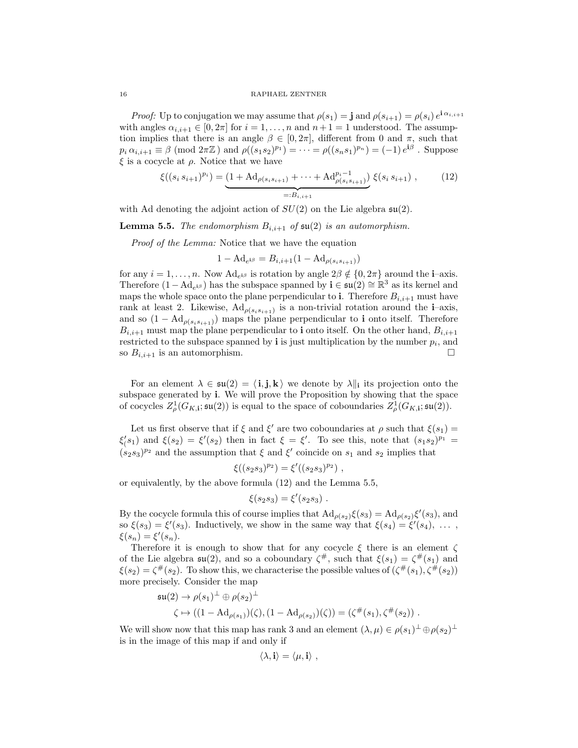*Proof:* Up to conjugation we may assume that $\rho(s_1) = \mathbf{j}$ and $\rho(s_{i+1}) = \rho(s_i)\, e^{\mathbf{i}\,\alpha_{i,i+1}}$ with angles $\alpha_{i,i+1} \in [0, 2\pi]$ for $i = 1, \dots, n$ and $n+1 = 1$ understood. The assumption implies that there is an angle $\beta \in [0, 2\pi]$, different from $0$ and $\pi$, such that $p_i\, \alpha_{i,i+1} \equiv \beta \pmod{2\pi\mathbb{Z}}$ and $\rho((s_1 s_2)^{p_1}) = \dots = \rho((s_n s_1)^{p_n}) = (-1)\, e^{\mathbf{i}\beta}$ . Suppose $\xi$ is a cocycle at $\rho$. Notice that we have

$$\xi((s_i\, s_{i+1})^{p_i}) = \underbrace{(1 + \mathrm{Ad}_{\rho(s_i s_{i+1})} + \dots + \mathrm{Ad}^{p_i - 1}_{\rho(s_i s_{i+1})})}_{=: B_{i,i+1}}\, \xi(s_i\, s_{i+1}) \ , \tag{12}$$

with Ad denoting the adjoint action of $SU(2)$ on the Lie algebra $\mathfrak{su}(2)$.

**Lemma 5.5.** *The endomorphism $B_{i,i+1}$ of $\mathfrak{su}(2)$ is an automorphism.*

*Proof of the Lemma:* Notice that we have the equation

$$1 - \mathrm{Ad}_{e^{\mathbf{i}\beta}} = B_{i,i+1}(1 - \mathrm{Ad}_{\rho(s_i s_{i+1})})$$

for any $i = 1, \dots, n$. Now $\mathrm{Ad}_{e^{\mathbf{i}\beta}}$ is rotation by angle $2\beta \notin \{0, 2\pi\}$ around the $\mathbf{i}$–axis. Therefore $(1 - \mathrm{Ad}_{e^{\mathbf{i}\beta}})$ has the subspace spanned by $\mathbf{i} \in \mathfrak{su}(2) \cong \mathbb{R}^3$ as its kernel and maps the whole space onto the plane perpendicular to $\mathbf{i}$. Therefore $B_{i,i+1}$ must have rank at least 2. Likewise, $\mathrm{Ad}_{\rho(s_i s_{i+1})}$ is a non-trivial rotation around the $\mathbf{i}$–axis, and so $(1 - \mathrm{Ad}_{\rho(s_i s_{i+1})})$ maps the plane perpendicular to $\mathbf{i}$ onto itself. Therefore $B_{i,i+1}$ must map the plane perpendicular to $\mathbf{i}$ onto itself. On the other hand, $B_{i,i+1}$ restricted to the subspace spanned by $\mathbf{i}$ is just multiplication by the number $p_i$, and so $B_{i,i+1}$ is an automorphism. $\square$

For an element $\lambda \in \mathfrak{su}(2) = \langle \mathbf{i}, \mathbf{j}, \mathbf{k} \rangle$ we denote by $\lambda\|_{\mathbf{i}}$ its projection onto the subspace generated by $\mathbf{i}$. We will prove the Proposition by showing that the space of cocycles $Z^1_\rho(G_{K,\mathbf{i}}; \mathfrak{su}(2))$ is equal to the space of coboundaries $Z^1_\rho(G_{K,\mathbf{i}}; \mathfrak{su}(2))$.

Let us first observe that if $\xi$ and $\xi'$ are two coboundaries at $\rho$ such that $\xi(s_1) = \xi'_(s_1)$ and $\xi(s_2) = \xi'(s_2)$ then in fact $\xi = \xi'$. To see this, note that $(s_1 s_2)^{p_1} = (s_2 s_3)^{p_2}$ and the assumption that $\xi$ and $\xi'$ coincide on $s_1$ and $s_2$ implies that

$$\xi((s_2 s_3)^{p_2}) = \xi'((s_2 s_3)^{p_2}) \ ,$$

or equivalently, by the above formula (12) and the Lemma 5.5,

$$\xi(s_2 s_3) = \xi'(s_2 s_3) \ .$$

By the cocycle formula this of course implies that $\mathrm{Ad}_{\rho(s_2)}\xi(s_3) = \mathrm{Ad}_{\rho(s_2)}\xi'(s_3)$, and so $\xi(s_3) = \xi'(s_3)$. Inductively, we show in the same way that $\xi(s_4) = \xi'(s_4)$, $\dots$ , $\xi(s_n) = \xi'(s_n)$.

Therefore it is enough to show that for any cocycle $\xi$ there is an element $\zeta$ of the Lie algebra $\mathfrak{su}(2)$, and so a coboundary $\zeta^\#$, such that $\xi(s_1) = \zeta^\#(s_1)$ and $\xi(s_2) = \zeta^\#(s_2)$. To show this, we characterise the possible values of $(\zeta^\#(s_1), \zeta^\#(s_2))$ more precisely. Consider the map

$$\begin{aligned} \mathfrak{su}(2) &\to \rho(s_1)^\perp \oplus \rho(s_2)^\perp \\ &\zeta \mapsto ((1 - \mathrm{Ad}_{\rho(s_1)})(\zeta), (1 - \mathrm{Ad}_{\rho(s_2)})(\zeta)) = (\zeta^\#(s_1), \zeta^\#(s_2)) \ . \end{aligned}$$

We will show now that this map has rank 3 and an element $(\lambda, \mu) \in \rho(s_1)^\perp \oplus \rho(s_2)^\perp$ is in the image of this map if and only if

$$\langle \lambda, \mathbf{i} \rangle = \langle \mu, \mathbf{i} \rangle \ ,$$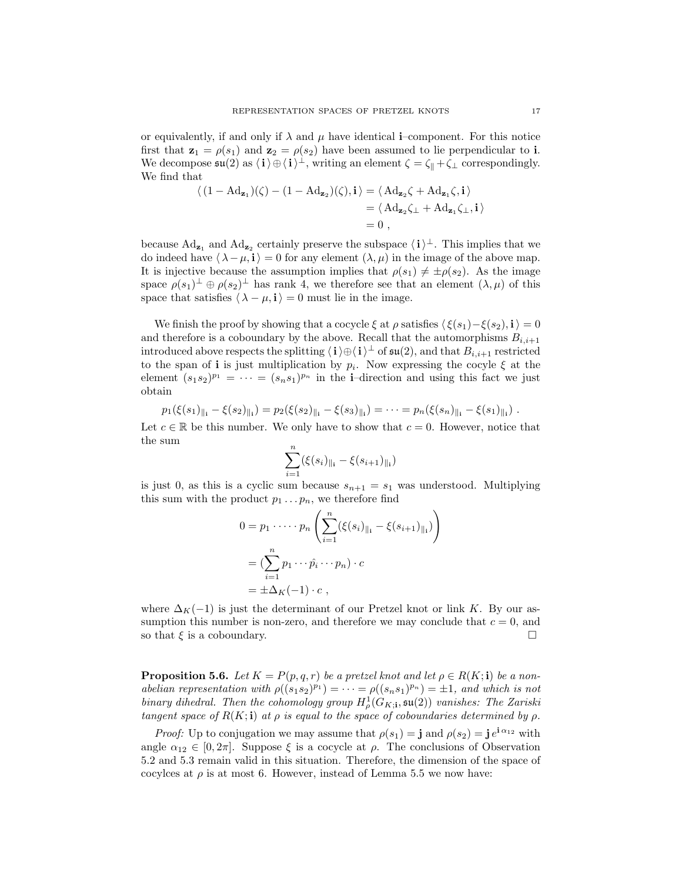or equivalently, if and only if $\lambda$ and $\mu$ have identical $\mathbf{i}$–component. For this notice first that $\mathbf{z}_1 = \rho(s_1)$ and $\mathbf{z}_2 = \rho(s_2)$ have been assumed to lie perpendicular to $\mathbf{i}$. We decompose $\mathfrak{su}(2)$ as $\langle\, \mathbf{i}\,\rangle \oplus \langle\, \mathbf{i}\,\rangle^\perp$, writing an element $\zeta = \zeta_\parallel + \zeta_\perp$ correspondingly. We find that

$$\begin{aligned}\langle\, (1-\mathrm{Ad}_{\mathbf{z}_1})(\zeta) - (1-\mathrm{Ad}_{\mathbf{z}_2})(\zeta), \mathbf{i}\,\rangle &= \langle\, \mathrm{Ad}_{\mathbf{z}_2}\zeta + \mathrm{Ad}_{\mathbf{z}_1}\zeta, \mathbf{i}\,\rangle \\ &= \langle\, \mathrm{Ad}_{\mathbf{z}_2}\zeta_\perp + \mathrm{Ad}_{\mathbf{z}_1}\zeta_\perp, \mathbf{i}\,\rangle \\ &= 0\ ,\end{aligned}$$

because $\mathrm{Ad}_{\mathbf{z}_1}$ and $\mathrm{Ad}_{\mathbf{z}_2}$ certainly preserve the subspace $\langle\, \mathbf{i}\,\rangle^\perp$. This implies that we do indeed have $\langle\, \lambda - \mu, \mathbf{i}\,\rangle = 0$ for any element $(\lambda,\mu)$ in the image of the above map. It is injective because the assumption implies that $\rho(s_1) \neq \pm\rho(s_2)$. As the image space $\rho(s_1)^\perp \oplus \rho(s_2)^\perp$ has rank 4, we therefore see that an element $(\lambda,\mu)$ of this space that satisfies $\langle\, \lambda - \mu, \mathbf{i}\,\rangle = 0$ must lie in the image.

We finish the proof by showing that a cocycle $\xi$ at $\rho$ satisfies $\langle\, \xi(s_1) - \xi(s_2), \mathbf{i}\,\rangle = 0$ and therefore is a coboundary by the above. Recall that the automorphisms $B_{i,i+1}$ introduced above respects the splitting $\langle\, \mathbf{i}\,\rangle \oplus \langle\, \mathbf{i}\,\rangle^\perp$ of $\mathfrak{su}(2)$, and that $B_{i,i+1}$ restricted to the span of $\mathbf{i}$ is just multiplication by $p_i$. Now expressing the cocyle $\xi$ at the element $(s_1s_2)^{p_1} = \cdots = (s_ns_1)^{p_n}$ in the $\mathbf{i}$–direction and using this fact we just obtain

$$p_1(\xi(s_1)_{\|_\mathbf{i}} - \xi(s_2)_{\|_\mathbf{i}}) = p_2(\xi(s_2)_{\|_\mathbf{i}} - \xi(s_3)_{\|_\mathbf{i}}) = \cdots = p_n(\xi(s_n)_{\|_\mathbf{i}} - \xi(s_1)_{\|_\mathbf{i}})\ .$$

Let $c \in \mathbb{R}$ be this number. We only have to show that $c = 0$. However, notice that the sum

$$\sum_{i=1}^n (\xi(s_i)_{\|_\mathbf{i}} - \xi(s_{i+1})_{\|_\mathbf{i}})$$

is just 0, as this is a cyclic sum because $s_{n+1} = s_1$ was understood. Multiplying this sum with the product $p_1 \dots p_n$, we therefore find

$$\begin{aligned} 0 &= p_1 \cdot \dots \cdot p_n \left( \sum_{i=1}^n (\xi(s_i)_{\|_\mathbf{i}} - \xi(s_{i+1})_{\|_\mathbf{i}}) \right) \\ &= (\sum_{i=1}^n p_1 \cdots \hat{p_i} \cdots p_n) \cdot c \\ &= \pm\Delta_K(-1) \cdot c\ ,\end{aligned}$$

where $\Delta_K(-1)$ is just the determinant of our Pretzel knot or link $K$. By our assumption this number is non-zero, and therefore we may conclude that $c = 0$, and so that $\xi$ is a coboundary. $\square$

**Proposition 5.6.** *Let $K = P(p,q,r)$ be a pretzel knot and let $\rho \in R(K;\mathbf{i})$ be a non-abelian representation with $\rho((s_1s_2)^{p_1}) = \cdots = \rho((s_ns_1)^{p_n}) = \pm 1$, and which is not binary dihedral. Then the cohomology group $H^1_\rho(G_{K;\mathbf{i}}, \mathfrak{su}(2))$ vanishes: The Zariski tangent space of $R(K;\mathbf{i})$ at $\rho$ is equal to the space of coboundaries determined by $\rho$.*

*Proof:* Up to conjugation we may assume that $\rho(s_1) = \mathbf{j}$ and $\rho(s_2) = \mathbf{j}\, e^{\mathbf{i}\,\alpha_{12}}$ with angle $\alpha_{12} \in [0,2\pi]$. Suppose $\xi$ is a cocycle at $\rho$. The conclusions of Observation 5.2 and 5.3 remain valid in this situation. Therefore, the dimension of the space of cocylces at $\rho$ is at most 6. However, instead of Lemma 5.5 we now have: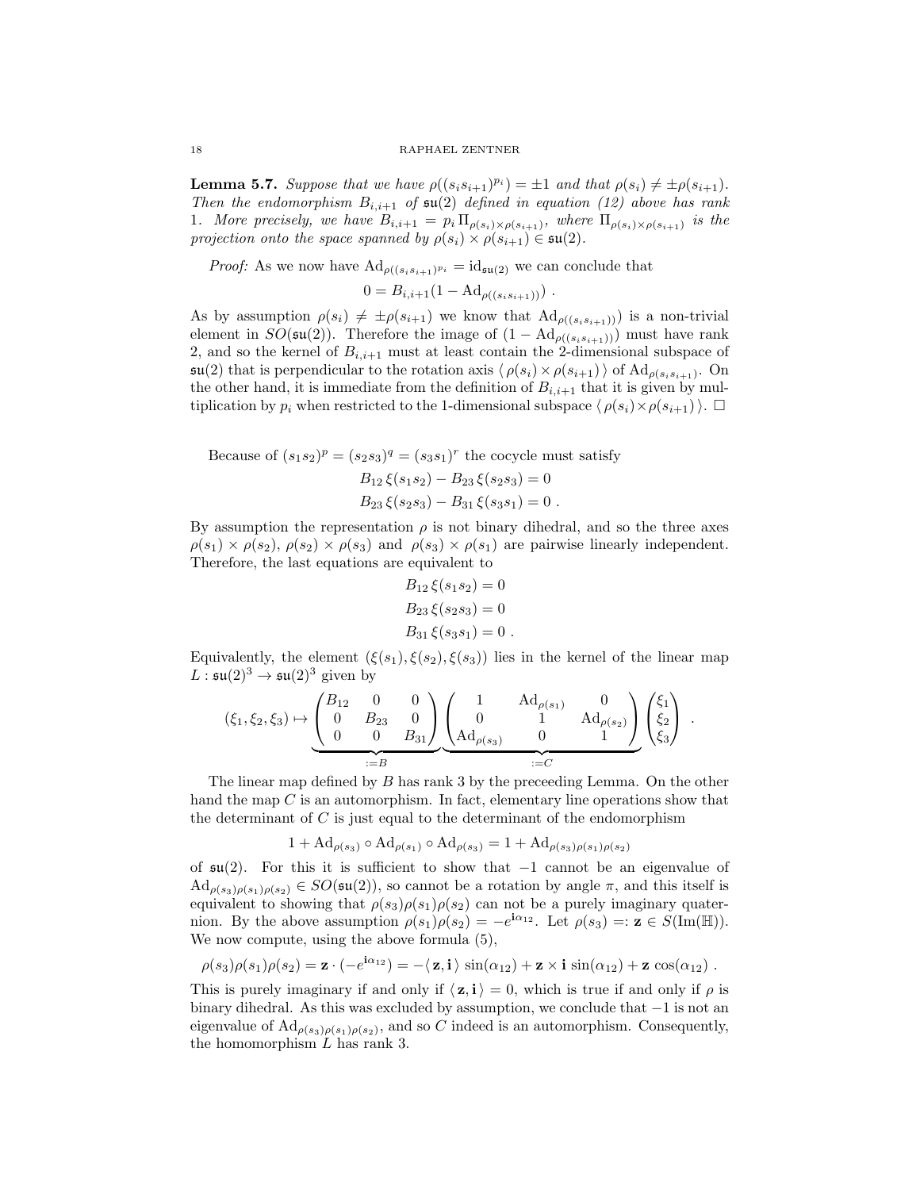**Lemma 5.7.** *Suppose that we have $\rho((s_i s_{i+1})^{p_i}) = \pm 1$ and that $\rho(s_i) \neq \pm\rho(s_{i+1})$. Then the endomorphism $B_{i,i+1}$ of $\mathfrak{su}(2)$ defined in equation (12) above has rank 1. More precisely, we have $B_{i,i+1} = p_i \, \Pi_{\rho(s_i)\times\rho(s_{i+1})}$, where $\Pi_{\rho(s_i)\times\rho(s_{i+1})}$ is the projection onto the space spanned by $\rho(s_i)\times\rho(s_{i+1}) \in \mathfrak{su}(2)$.*

*Proof:* As we now have $\mathrm{Ad}_{\rho((s_i s_{i+1})^{p_i})} = \mathrm{id}_{\mathfrak{su}(2)}$ we can conclude that

$$0 = B_{i,i+1}(1 - \mathrm{Ad}_{\rho((s_i s_{i+1}))}) \, .$$

As by assumption $\rho(s_i) \neq \pm\rho(s_{i+1})$ we know that $\mathrm{Ad}_{\rho((s_i s_{i+1}))})$ is a non-trivial element in $SO(\mathfrak{su}(2))$. Therefore the image of $(1 - \mathrm{Ad}_{\rho((s_i s_{i+1}))})$ must have rank 2, and so the kernel of $B_{i,i+1}$ must at least contain the 2-dimensional subspace of $\mathfrak{su}(2)$ that is perpendicular to the rotation axis $\langle\, \rho(s_i)\times\rho(s_{i+1}) \,\rangle$ of $\mathrm{Ad}_{\rho(s_i s_{i+1})}$. On the other hand, it is immediate from the definition of $B_{i,i+1}$ that it is given by multiplication by $p_i$ when restricted to the 1-dimensional subspace $\langle\, \rho(s_i)\times\rho(s_{i+1}) \,\rangle$. $\square$

Because of $(s_1 s_2)^p = (s_2 s_3)^q = (s_3 s_1)^r$ the cocycle must satisfy

$$B_{12}\, \xi(s_1 s_2) - B_{23}\, \xi(s_2 s_3) = 0$$
$$B_{23}\, \xi(s_2 s_3) - B_{31}\, \xi(s_3 s_1) = 0 \, .$$

By assumption the representation $\rho$ is not binary dihedral, and so the three axes $\rho(s_1)\times\rho(s_2)$, $\rho(s_2)\times\rho(s_3)$ and $\rho(s_3)\times\rho(s_1)$ are pairwise linearly independent. Therefore, the last equations are equivalent to

$$B_{12}\, \xi(s_1 s_2) = 0$$
$$B_{23}\, \xi(s_2 s_3) = 0$$
$$B_{31}\, \xi(s_3 s_1) = 0 \, .$$

Equivalently, the element $(\xi(s_1), \xi(s_2), \xi(s_3))$ lies in the kernel of the linear map $L : \mathfrak{su}(2)^3 \to \mathfrak{su}(2)^3$ given by

$$(\xi_1, \xi_2, \xi_3) \mapsto \underbrace{\begin{pmatrix} B_{12} & 0 & 0 \\ 0 & B_{23} & 0 \\ 0 & 0 & B_{31} \end{pmatrix}}_{:=B} \underbrace{\begin{pmatrix} 1 & \mathrm{Ad}_{\rho(s_1)} & 0 \\ 0 & 1 & \mathrm{Ad}_{\rho(s_2)} \\ \mathrm{Ad}_{\rho(s_3)} & 0 & 1 \end{pmatrix}}_{:=C} \begin{pmatrix} \xi_1 \\ \xi_2 \\ \xi_3 \end{pmatrix} \, .$$

The linear map defined by $B$ has rank 3 by the preceeding Lemma. On the other hand the map $C$ is an automorphism. In fact, elementary line operations show that the determinant of $C$ is just equal to the determinant of the endomorphism

$$1 + \mathrm{Ad}_{\rho(s_3)} \circ \mathrm{Ad}_{\rho(s_1)} \circ \mathrm{Ad}_{\rho(s_3)} = 1 + \mathrm{Ad}_{\rho(s_3)\rho(s_1)\rho(s_2)}$$

of $\mathfrak{su}(2)$. For this it is sufficient to show that $-1$ cannot be an eigenvalue of $\mathrm{Ad}_{\rho(s_3)\rho(s_1)\rho(s_2)} \in SO(\mathfrak{su}(2))$, so cannot be a rotation by angle $\pi$, and this itself is equivalent to showing that $\rho(s_3)\rho(s_1)\rho(s_2)$ can not be a purely imaginary quaternion. By the above assumption $\rho(s_1)\rho(s_2) = -e^{\mathbf{i}\alpha_{12}}$. Let $\rho(s_3) =: \mathbf{z} \in S(\mathrm{Im}(\mathbb{H}))$. We now compute, using the above formula (5),

$$\rho(s_3)\rho(s_1)\rho(s_2) = \mathbf{z}\cdot(-e^{\mathbf{i}\alpha_{12}}) = -\langle\, \mathbf{z}, \mathbf{i} \,\rangle \sin(\alpha_{12}) + \mathbf{z}\times\mathbf{i}\,\sin(\alpha_{12}) + \mathbf{z}\cos(\alpha_{12}) \, .$$

This is purely imaginary if and only if $\langle\, \mathbf{z}, \mathbf{i} \,\rangle = 0$, which is true if and only if $\rho$ is binary dihedral. As this was excluded by assumption, we conclude that $-1$ is not an eigenvalue of $\mathrm{Ad}_{\rho(s_3)\rho(s_1)\rho(s_2)}$, and so $C$ indeed is an automorphism. Consequently, the homomorphism $L$ has rank 3.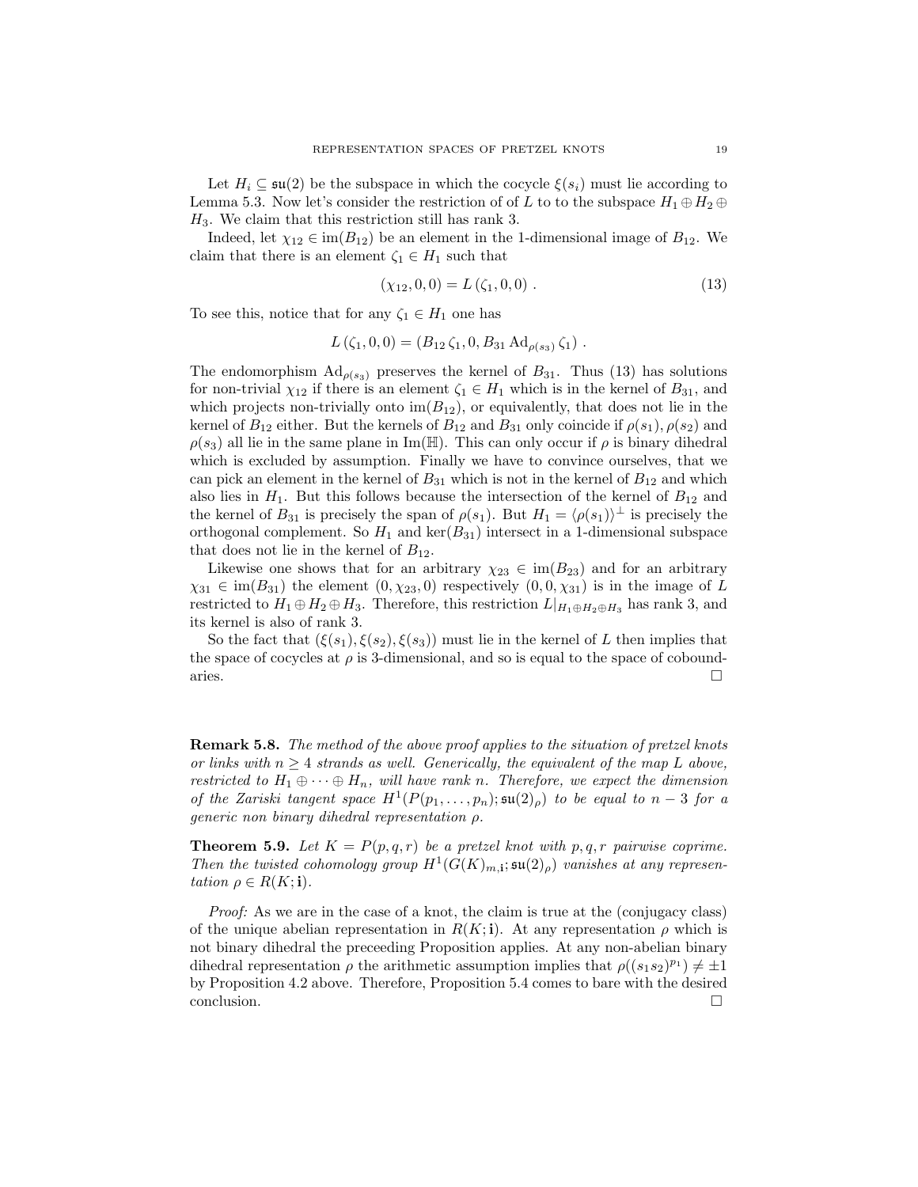Let $H_i \subseteq \mathfrak{su}(2)$ be the subspace in which the cocycle $\xi(s_i)$ must lie according to Lemma 5.3. Now let's consider the restriction of of $L$ to the subspace $H_1 \oplus H_2 \oplus H_3$. We claim that this restriction still has rank 3.

Indeed, let $\chi_{12} \in \operatorname{im}(B_{12})$ be an element in the 1-dimensional image of $B_{12}$. We claim that there is an element $\zeta_1 \in H_1$ such that

$$(\chi_{12}, 0, 0) = L\,(\zeta_1, 0, 0)\ . \tag{13}$$

To see this, notice that for any $\zeta_1 \in H_1$ one has

$$L\,(\zeta_1, 0, 0) = (B_{12}\,\zeta_1, 0, B_{31}\,\mathrm{Ad}_{\rho(s_3)}\,\zeta_1)\ .$$

The endomorphism $\mathrm{Ad}_{\rho(s_3)}$ preserves the kernel of $B_{31}$. Thus (13) has solutions for non-trivial $\chi_{12}$ if there is an element $\zeta_1 \in H_1$ which is in the kernel of $B_{31}$, and which projects non-trivially onto $\operatorname{im}(B_{12})$, or equivalently, that does not lie in the kernel of $B_{12}$ either. But the kernels of $B_{12}$ and $B_{31}$ only coincide if $\rho(s_1), \rho(s_2)$ and $\rho(s_3)$ all lie in the same plane in $\mathrm{Im}(\mathbb{H})$. This can only occur if $\rho$ is binary dihedral which is excluded by assumption. Finally we have to convince ourselves, that we can pick an element in the kernel of $B_{31}$ which is not in the kernel of $B_{12}$ and which also lies in $H_1$. But this follows because the intersection of the kernel of $B_{12}$ and the kernel of $B_{31}$ is precisely the span of $\rho(s_1)$. But $H_1 = \langle \rho(s_1)\rangle^\perp$ is precisely the orthogonal complement. So $H_1$ and $\ker(B_{31})$ intersect in a 1-dimensional subspace that does not lie in the kernel of $B_{12}$.

Likewise one shows that for an arbitrary $\chi_{23} \in \operatorname{im}(B_{23})$ and for an arbitrary $\chi_{31} \in \operatorname{im}(B_{31})$ the element $(0, \chi_{23}, 0)$ respectively $(0, 0, \chi_{31})$ is in the image of $L$ restricted to $H_1 \oplus H_2 \oplus H_3$. Therefore, this restriction $L|_{H_1 \oplus H_2 \oplus H_3}$ has rank 3, and its kernel is also of rank 3.

So the fact that $(\xi(s_1), \xi(s_2), \xi(s_3))$ must lie in the kernel of $L$ then implies that the space of cocycles at $\rho$ is 3-dimensional, and so is equal to the space of coboundaries. $\square$

**Remark 5.8.** *The method of the above proof applies to the situation of pretzel knots or links with $n \geq 4$ strands as well. Generically, the equivalent of the map $L$ above, restricted to $H_1 \oplus \cdots \oplus H_n$, will have rank $n$. Therefore, we expect the dimension of the Zariski tangent space $H^1(P(p_1, \ldots, p_n); \mathfrak{su}(2)_\rho)$ to be equal to $n - 3$ for a generic non binary dihedral representation $\rho$.*

**Theorem 5.9.** *Let $K = P(p, q, r)$ be a pretzel knot with $p, q, r$ pairwise coprime. Then the twisted cohomology group $H^1(G(K)_{m,\mathbf{i}}; \mathfrak{su}(2)_\rho)$ vanishes at any representation $\rho \in R(K; \mathbf{i})$.*

*Proof:* As we are in the case of a knot, the claim is true at the (conjugacy class) of the unique abelian representation in $R(K; \mathbf{i})$. At any representation $\rho$ which is not binary dihedral the preceeding Proposition applies. At any non-abelian binary dihedral representation $\rho$ the arithmetic assumption implies that $\rho((s_1 s_2)^{p_1}) \neq \pm 1$ by Proposition 4.2 above. Therefore, Proposition 5.4 comes to bare with the desired conclusion. $\square$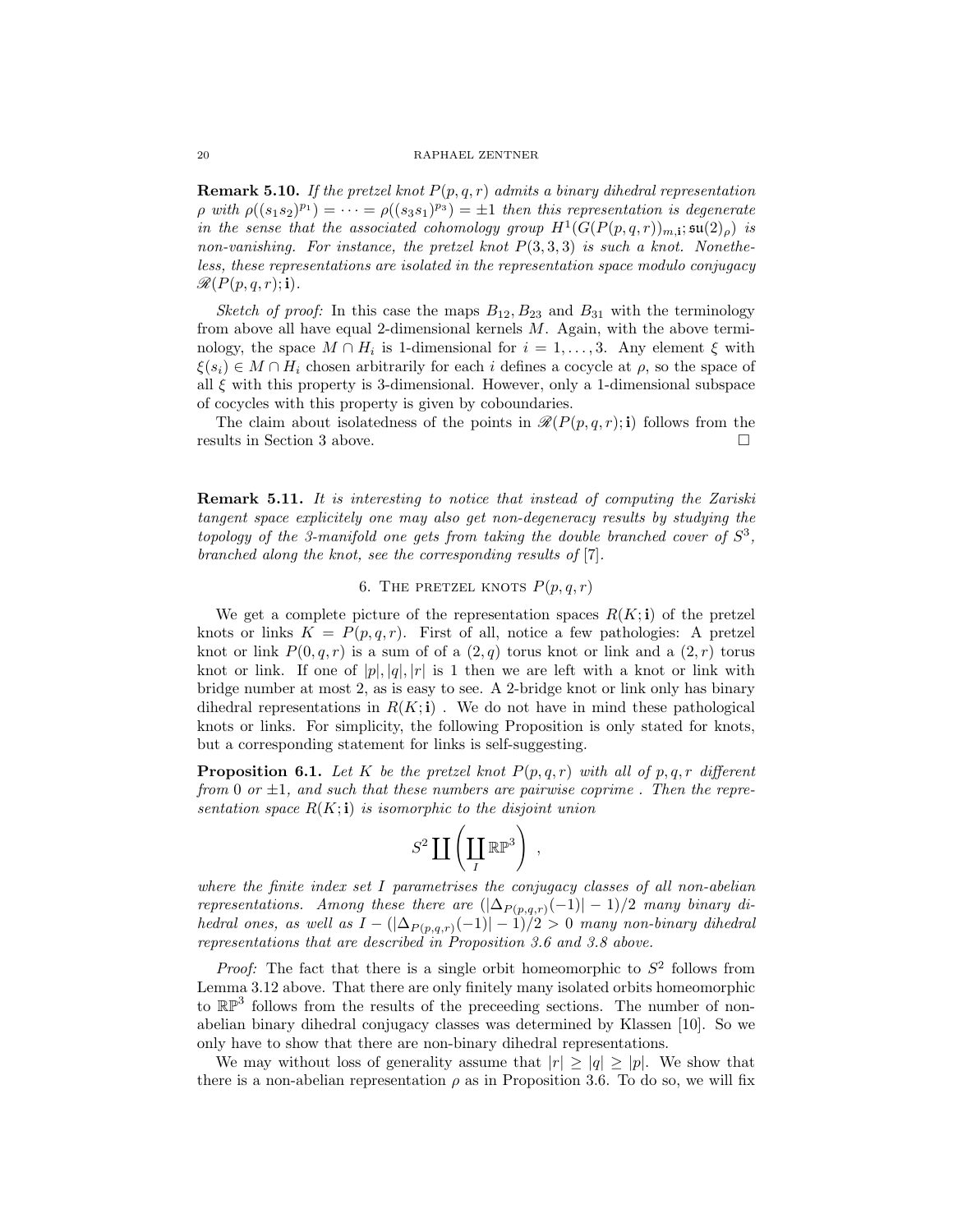**Remark 5.10.** *If the pretzel knot $P(p,q,r)$ admits a binary dihedral representation $\rho$ with $\rho((s_1 s_2)^{p_1}) = \cdots = \rho((s_3 s_1)^{p_3}) = \pm 1$ then this representation is degenerate in the sense that the associated cohomology group $H^1(G(P(p,q,r))_{m,\mathbf{i}}; \mathfrak{su}(2)_\rho)$ is non-vanishing. For instance, the pretzel knot $P(3,3,3)$ is such a knot. Nonetheless, these representations are isolated in the representation space modulo conjugacy $\mathscr{R}(P(p,q,r);\mathbf{i})$.*

*Sketch of proof:* In this case the maps $B_{12}, B_{23}$ and $B_{31}$ with the terminology from above all have equal 2-dimensional kernels $M$. Again, with the above terminology, the space $M \cap H_i$ is 1-dimensional for $i = 1, \dots, 3$. Any element $\xi$ with $\xi(s_i) \in M \cap H_i$ chosen arbitrarily for each $i$ defines a cocycle at $\rho$, so the space of all $\xi$ with this property is 3-dimensional. However, only a 1-dimensional subspace of cocycles with this property is given by coboundaries.

The claim about isolatedness of the points in $\mathscr{R}(P(p,q,r);\mathbf{i})$ follows from the results in Section 3 above. □

**Remark 5.11.** *It is interesting to notice that instead of computing the Zariski tangent space explicitely one may also get non-degeneracy results by studying the topology of the 3-manifold one gets from taking the double branched cover of $S^3$, branched along the knot, see the corresponding results of* [7].

## 6. The pretzel knots $P(p,q,r)$

We get a complete picture of the representation spaces $R(K;\mathbf{i})$ of the pretzel knots or links $K = P(p,q,r)$. First of all, notice a few pathologies: A pretzel knot or link $P(0,q,r)$ is a sum of of a $(2,q)$ torus knot or link and a $(2,r)$ torus knot or link. If one of $|p|, |q|, |r|$ is 1 then we are left with a knot or link with bridge number at most 2, as is easy to see. A 2-bridge knot or link only has binary dihedral representations in $R(K;\mathbf{i})$ . We do not have in mind these pathological knots or links. For simplicity, the following Proposition is only stated for knots, but a corresponding statement for links is self-suggesting.

**Proposition 6.1.** *Let $K$ be the pretzel knot $P(p,q,r)$ with all of $p,q,r$ different from 0 or $\pm 1$, and such that these numbers are pairwise coprime . Then the representation space $R(K;\mathbf{i})$ is isomorphic to the disjoint union*

$$S^2 \coprod \left( \coprod_I \mathbb{RP}^3 \right) ,$$

*where the finite index set $I$ parametrises the conjugacy classes of all non-abelian representations. Among these there are $(|\Delta_{P(p,q,r)}(-1)| - 1)/2$ many binary dihedral ones, as well as $I - (|\Delta_{P(p,q,r)}(-1)| - 1)/2 > 0$ many non-binary dihedral representations that are described in Proposition 3.6 and 3.8 above.*

*Proof:* The fact that there is a single orbit homeomorphic to $S^2$ follows from Lemma 3.12 above. That there are only finitely many isolated orbits homeomorphic to $\mathbb{RP}^3$ follows from the results of the preceeding sections. The number of non-abelian binary dihedral conjugacy classes was determined by Klassen [10]. So we only have to show that there are non-binary dihedral representations.

We may without loss of generality assume that $|r| \geq |q| \geq |p|$. We show that there is a non-abelian representation $\rho$ as in Proposition 3.6. To do so, we will fix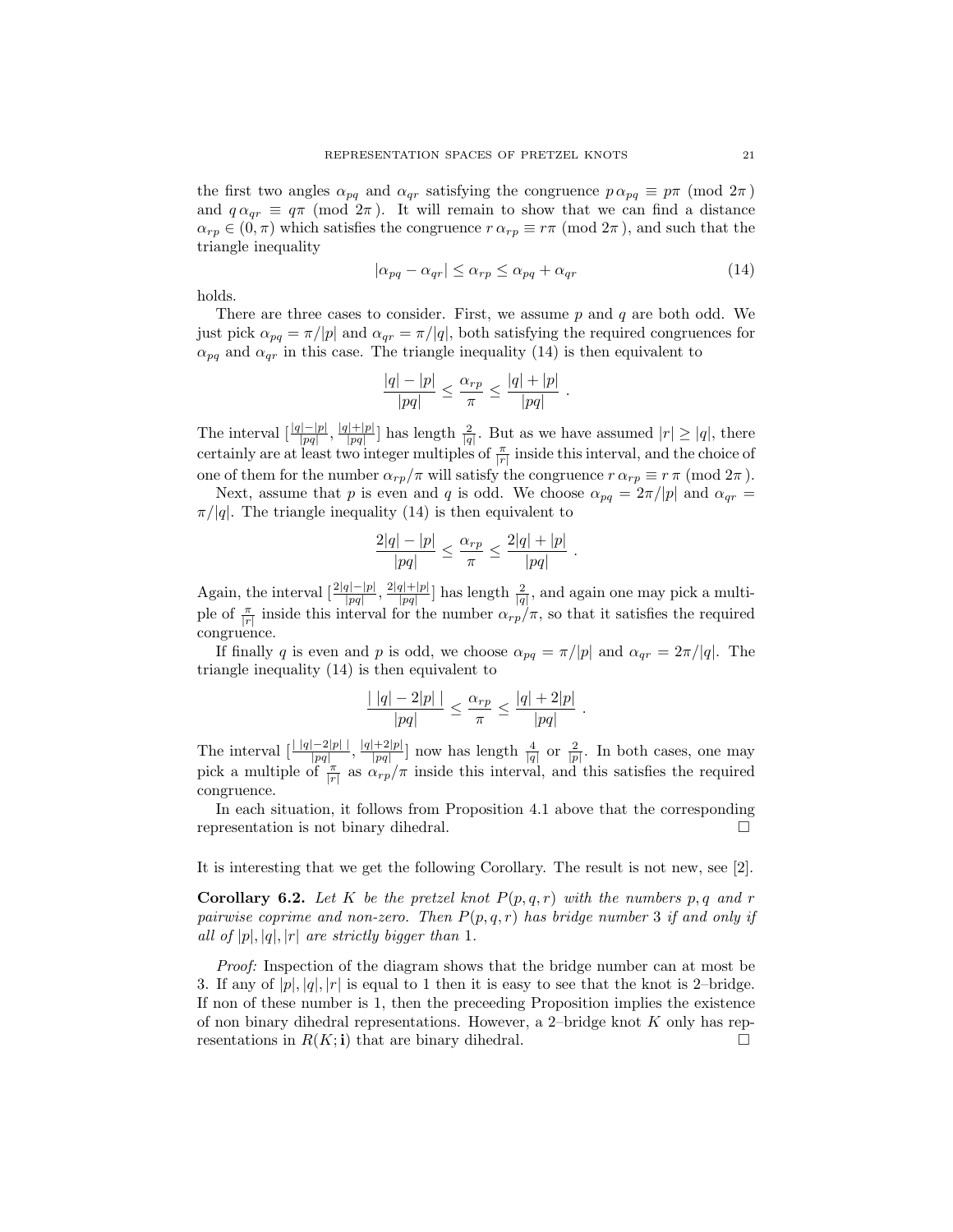the first two angles $\alpha_{pq}$ and $\alpha_{qr}$ satisfying the congruence $p\,\alpha_{pq} \equiv p\pi \pmod{2\pi}$ and $q\,\alpha_{qr} \equiv q\pi \pmod{2\pi}$. It will remain to show that we can find a distance $\alpha_{rp} \in (0, \pi)$ which satisfies the congruence $r\,\alpha_{rp} \equiv r\pi \pmod{2\pi}$, and such that the triangle inequality

$$|\alpha_{pq} - \alpha_{qr}| \le \alpha_{rp} \le \alpha_{pq} + \alpha_{qr} \tag{14}$$

holds.

There are three cases to consider. First, we assume $p$ and $q$ are both odd. We just pick $\alpha_{pq} = \pi/|p|$ and $\alpha_{qr} = \pi/|q|$, both satisfying the required congruences for $\alpha_{pq}$ and $\alpha_{qr}$ in this case. The triangle inequality (14) is then equivalent to

$$\frac{|q| - |p|}{|pq|} \le \frac{\alpha_{rp}}{\pi} \le \frac{|q| + |p|}{|pq|} \; .$$

The interval $[\frac{|q|-|p|}{|pq|}, \frac{|q|+|p|}{|pq|}]$ has length $\frac{2}{|q|}$. But as we have assumed $|r| \ge |q|$, there certainly are at least two integer multiples of $\frac{\pi}{|r|}$ inside this interval, and the choice of one of them for the number $\alpha_{rp}/\pi$ will satisfy the congruence $r\,\alpha_{rp} \equiv r\,\pi \pmod{2\pi}$.

Next, assume that $p$ is even and $q$ is odd. We choose $\alpha_{pq} = 2\pi/|p|$ and $\alpha_{qr} = \pi/|q|$. The triangle inequality (14) is then equivalent to

$$\frac{2|q| - |p|}{|pq|} \le \frac{\alpha_{rp}}{\pi} \le \frac{2|q| + |p|}{|pq|} \; .$$

Again, the interval $[\frac{2|q|-|p|}{|pq|}, \frac{2|q|+|p|}{|pq|}]$ has length $\frac{2}{|q|}$, and again one may pick a multiple of $\frac{\pi}{|r|}$ inside this interval for the number $\alpha_{rp}/\pi$, so that it satisfies the required congruence.

If finally $q$ is even and $p$ is odd, we choose $\alpha_{pq} = \pi/|p|$ and $\alpha_{qr} = 2\pi/|q|$. The triangle inequality (14) is then equivalent to

$$\frac{|\,|q| - 2|p|\,|}{|pq|} \le \frac{\alpha_{rp}}{\pi} \le \frac{|q| + 2|p|}{|pq|} \; .$$

The interval $[\frac{|\,|q|-2|p|\,|}{|pq|}, \frac{|q|+2|p|}{|pq|}]$ now has length $\frac{4}{|q|}$ or $\frac{2}{|p|}$. In both cases, one may pick a multiple of $\frac{\pi}{|r|}$ as $\alpha_{rp}/\pi$ inside this interval, and this satisfies the required congruence.

In each situation, it follows from Proposition 4.1 above that the corresponding representation is not binary dihedral. □

It is interesting that we get the following Corollary. The result is not new, see [2].

**Corollary 6.2.** *Let $K$ be the pretzel knot $P(p, q, r)$ with the numbers $p, q$ and $r$ pairwise coprime and non-zero. Then $P(p, q, r)$ has bridge number 3 if and only if all of $|p|, |q|, |r|$ are strictly bigger than 1.*

*Proof:* Inspection of the diagram shows that the bridge number can at most be 3. If any of $|p|, |q|, |r|$ is equal to 1 then it is easy to see that the knot is 2–bridge. If non of these number is 1, then the preceeding Proposition implies the existence of non binary dihedral representations. However, a 2–bridge knot $K$ only has representations in $R(K; \mathbf{i})$ that are binary dihedral. □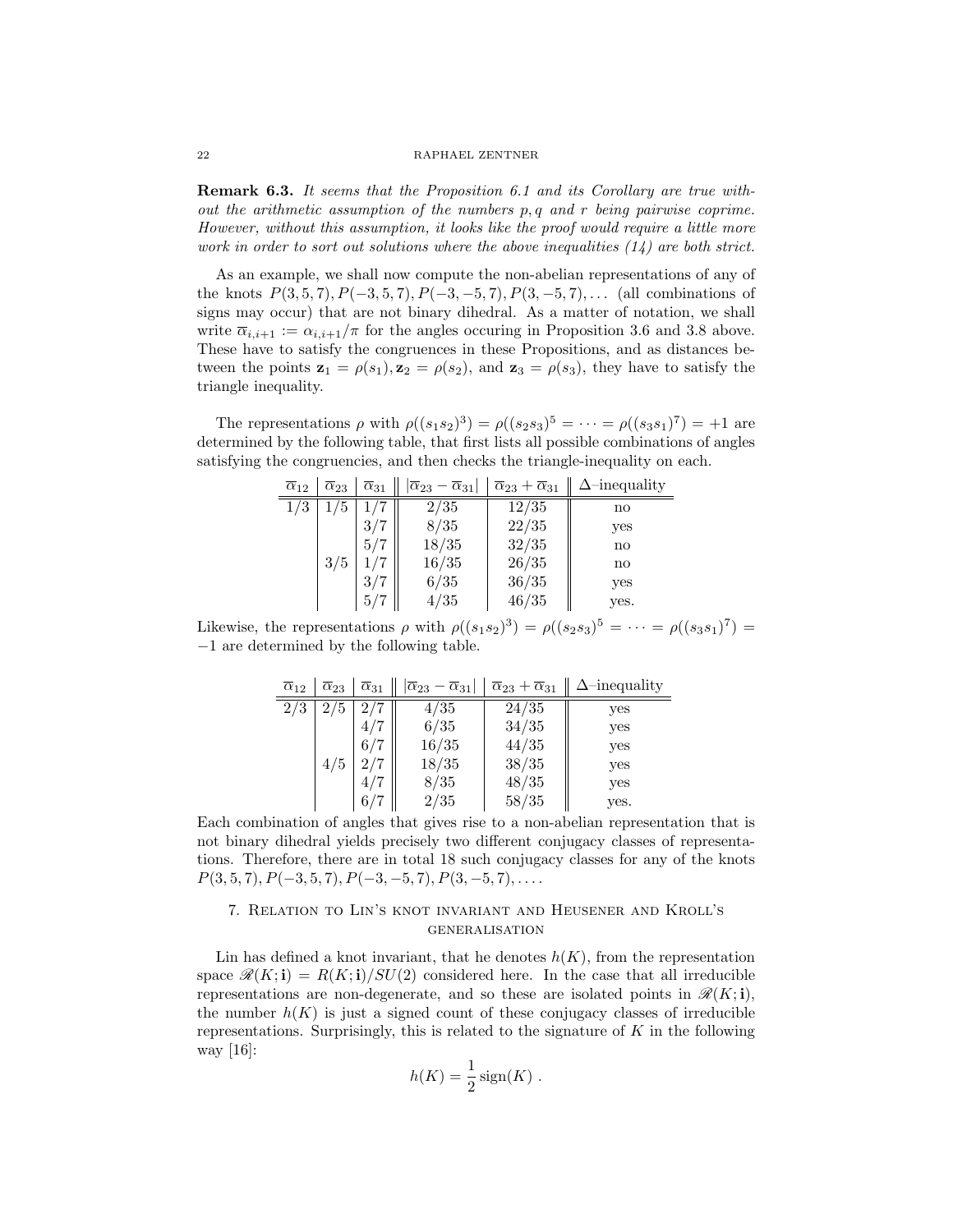**Remark 6.3.** *It seems that the Proposition 6.1 and its Corollary are true without the arithmetic assumption of the numbers $p, q$ and $r$ being pairwise coprime. However, without this assumption, it looks like the proof would require a little more work in order to sort out solutions where the above inequalities (14) are both strict.*

As an example, we shall now compute the non-abelian representations of any of the knots $P(3,5,7), P(-3,5,7), P(-3,-5,7), P(3,-5,7), \dots$ (all combinations of signs may occur) that are not binary dihedral. As a matter of notation, we shall write $\overline{\alpha}_{i,i+1} := \alpha_{i,i+1}/\pi$ for the angles occuring in Proposition 3.6 and 3.8 above. These have to satisfy the congruences in these Propositions, and as distances between the points $\mathbf{z}_1 = \rho(s_1), \mathbf{z}_2 = \rho(s_2)$, and $\mathbf{z}_3 = \rho(s_3)$, they have to satisfy the triangle inequality.

The representations $\rho$ with $\rho((s_1 s_2)^3) = \rho((s_2 s_3)^5 = \cdots = \rho((s_3 s_1)^7) = +1$ are determined by the following table, that first lists all possible combinations of angles satisfying the congruencies, and then checks the triangle-inequality on each.

| $\overline{\alpha}_{12}$ | $\overline{\alpha}_{23}$ | $\overline{\alpha}_{31}$ | $\lvert\overline{\alpha}_{23} - \overline{\alpha}_{31}\rvert$ | $\overline{\alpha}_{23} + \overline{\alpha}_{31}$ | $\Delta$–inequality |
|---|---|---|---|---|---|
| $1/3$ | $1/5$ | $1/7$ | $2/35$ | $12/35$ | no |
| | | $3/7$ | $8/35$ | $22/35$ | yes |
| | | $5/7$ | $18/35$ | $32/35$ | no |
| | $3/5$ | $1/7$ | $16/35$ | $26/35$ | no |
| | | $3/7$ | $6/35$ | $36/35$ | yes |
| | | $5/7$ | $4/35$ | $46/35$ | yes. |

Likewise, the representations $\rho$ with $\rho((s_1 s_2)^3) = \rho((s_2 s_3)^5 = \cdots = \rho((s_3 s_1)^7) = -1$ are determined by the following table.

| $\overline{\alpha}_{12}$ | $\overline{\alpha}_{23}$ | $\overline{\alpha}_{31}$ | $\lvert\overline{\alpha}_{23} - \overline{\alpha}_{31}\rvert$ | $\overline{\alpha}_{23} + \overline{\alpha}_{31}$ | $\Delta$–inequality |
|---|---|---|---|---|---|
| $2/3$ | $2/5$ | $2/7$ | $4/35$ | $24/35$ | yes |
| | | $4/7$ | $6/35$ | $34/35$ | yes |
| | | $6/7$ | $16/35$ | $44/35$ | yes |
| | $4/5$ | $2/7$ | $18/35$ | $38/35$ | yes |
| | | $4/7$ | $8/35$ | $48/35$ | yes |
| | | $6/7$ | $2/35$ | $58/35$ | yes. |

Each combination of angles that gives rise to a non-abelian representation that is not binary dihedral yields precisely two different conjugacy classes of representations. Therefore, there are in total 18 such conjugacy classes for any of the knots $P(3,5,7), P(-3,5,7), P(-3,-5,7), P(3,-5,7), \dots$.

## 7. Relation to Lin's knot invariant and Heusener and Kroll's generalisation

Lin has defined a knot invariant, that he denotes $h(K)$, from the representation space $\mathscr{R}(K; \mathbf{i}) = R(K; \mathbf{i})/SU(2)$ considered here. In the case that all irreducible representations are non-degenerate, and so these are isolated points in $\mathscr{R}(K; \mathbf{i})$, the number $h(K)$ is just a signed count of these conjugacy classes of irreducible representations. Surprisingly, this is related to the signature of $K$ in the following way [16]:

$$h(K) = \frac{1}{2}\,\mathrm{sign}(K)\ .$$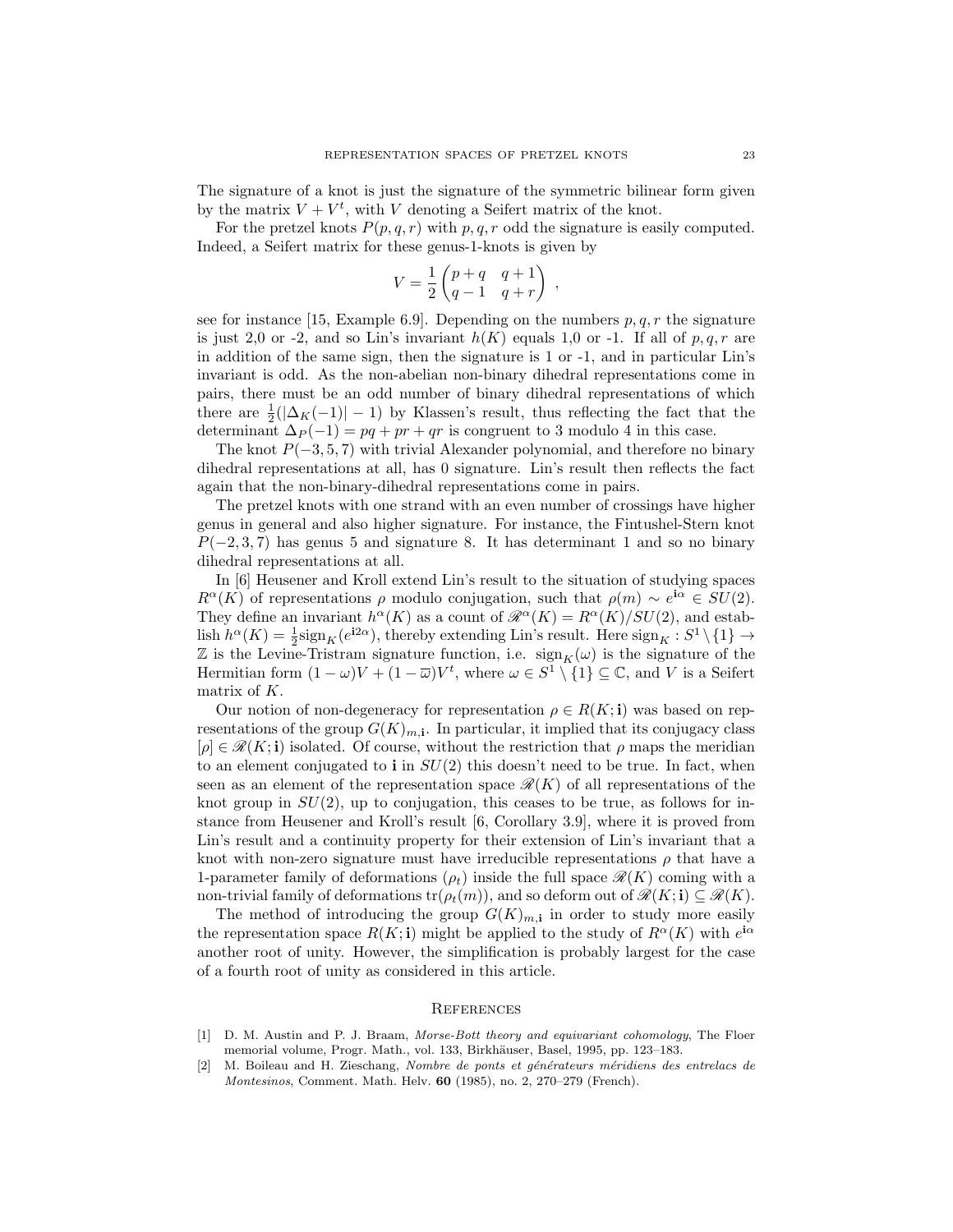The signature of a knot is just the signature of the symmetric bilinear form given by the matrix $V + V^t$, with $V$ denoting a Seifert matrix of the knot.

For the pretzel knots $P(p, q, r)$ with $p, q, r$ odd the signature is easily computed. Indeed, a Seifert matrix for these genus-1-knots is given by

$$V = \frac{1}{2}\begin{pmatrix} p+q & q+1 \\ q-1 & q+r \end{pmatrix} ,$$

see for instance [15, Example 6.9]. Depending on the numbers $p, q, r$ the signature is just 2,0 or -2, and so Lin's invariant $h(K)$ equals 1,0 or -1. If all of $p, q, r$ are in addition of the same sign, then the signature is 1 or -1, and in particular Lin's invariant is odd. As the non-abelian non-binary dihedral representations come in pairs, there must be an odd number of binary dihedral representations of which there are $\frac{1}{2}(|\Delta_K(-1)| - 1)$ by Klassen's result, thus reflecting the fact that the determinant $\Delta_P(-1) = pq + pr + qr$ is congruent to 3 modulo 4 in this case.

The knot $P(-3, 5, 7)$ with trivial Alexander polynomial, and therefore no binary dihedral representations at all, has 0 signature. Lin's result then reflects the fact again that the non-binary-dihedral representations come in pairs.

The pretzel knots with one strand with an even number of crossings have higher genus in general and also higher signature. For instance, the Fintushel-Stern knot $P(-2, 3, 7)$ has genus 5 and signature 8. It has determinant 1 and so no binary dihedral representations at all.

In [6] Heusener and Kroll extend Lin's result to the situation of studying spaces $R^\alpha(K)$ of representations $\rho$ modulo conjugation, such that $\rho(m) \sim e^{\mathbf{i}\alpha} \in SU(2)$. They define an invariant $h^\alpha(K)$ as a count of $\mathscr{R}^\alpha(K) = R^\alpha(K)/SU(2)$, and establish $h^\alpha(K) = \frac{1}{2}\text{sign}_K(e^{\mathbf{i}2\alpha})$, thereby extending Lin's result. Here $\text{sign}_K : S^1 \setminus \{1\} \to \mathbb{Z}$ is the Levine-Tristram signature function, i.e. $\text{sign}_K(\omega)$ is the signature of the Hermitian form $(1 - \omega)V + (1 - \overline{\omega})V^t$, where $\omega \in S^1 \setminus \{1\} \subseteq \mathbb{C}$, and $V$ is a Seifert matrix of $K$.

Our notion of non-degeneracy for representation $\rho \in R(K; \mathbf{i})$ was based on representations of the group $G(K)_{m,\mathbf{i}}$. In particular, it implied that its conjugacy class $[\rho] \in \mathscr{R}(K; \mathbf{i})$ isolated. Of course, without the restriction that $\rho$ maps the meridian to an element conjugated to $\mathbf{i}$ in $SU(2)$ this doesn't need to be true. In fact, when seen as an element of the representation space $\mathscr{R}(K)$ of all representations of the knot group in $SU(2)$, up to conjugation, this ceases to be true, as follows for instance from Heusener and Kroll's result [6, Corollary 3.9], where it is proved from Lin's result and a continuity property for their extension of Lin's invariant that a knot with non-zero signature must have irreducible representations $\rho$ that have a 1-parameter family of deformations $(\rho_t)$ inside the full space $\mathscr{R}(K)$ coming with a non-trivial family of deformations $\text{tr}(\rho_t(m))$, and so deform out of $\mathscr{R}(K; \mathbf{i}) \subseteq \mathscr{R}(K)$.

The method of introducing the group $G(K)_{m,\mathbf{i}}$ in order to study more easily the representation space $R(K; \mathbf{i})$ might be applied to the study of $R^\alpha(K)$ with $e^{\mathbf{i}\alpha}$ another root of unity. However, the simplification is probably largest for the case of a fourth root of unity as considered in this article.

## References

[1] D. M. Austin and P. J. Braam, *Morse-Bott theory and equivariant cohomology*, The Floer memorial volume, Progr. Math., vol. 133, Birkhäuser, Basel, 1995, pp. 123–183.

[2] M. Boileau and H. Zieschang, *Nombre de ponts et générateurs méridiens des entrelacs de Montesinos*, Comment. Math. Helv. **60** (1985), no. 2, 270–279 (French).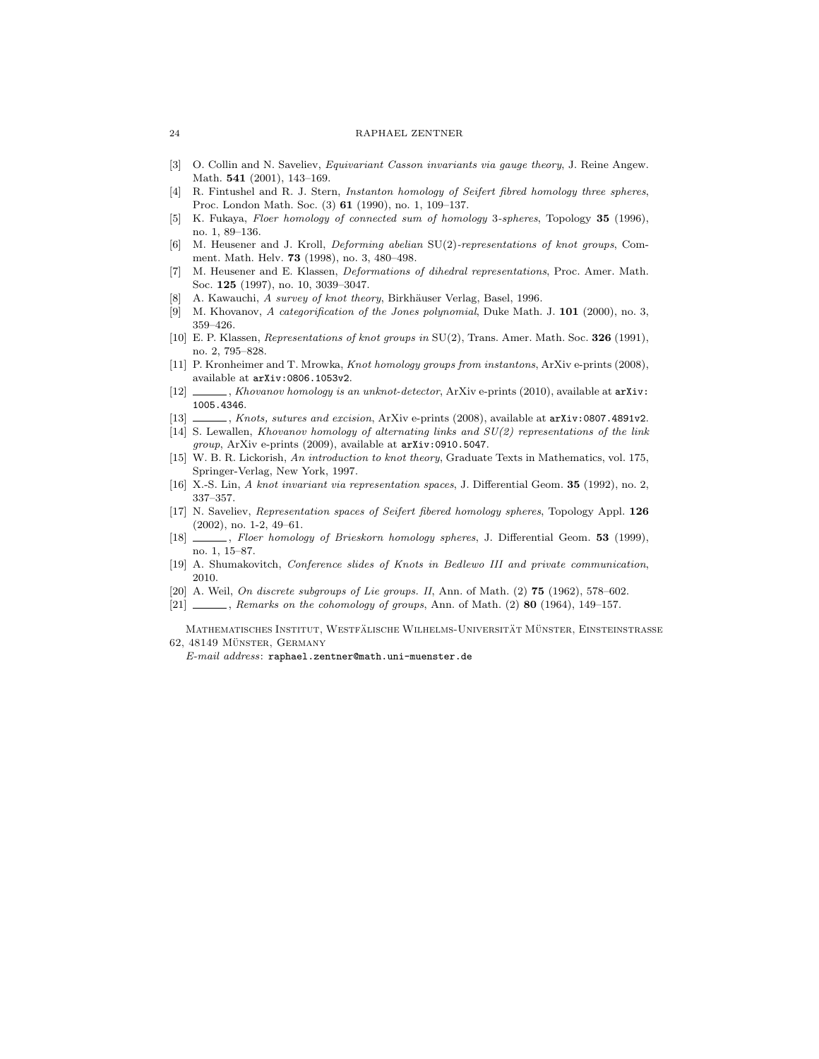[3] O. Collin and N. Saveliev, *Equivariant Casson invariants via gauge theory*, J. Reine Angew. Math. **541** (2001), 143–169.

[4] R. Fintushel and R. J. Stern, *Instanton homology of Seifert fibred homology three spheres*, Proc. London Math. Soc. (3) **61** (1990), no. 1, 109–137.

[5] K. Fukaya, *Floer homology of connected sum of homology 3-spheres*, Topology **35** (1996), no. 1, 89–136.

[6] M. Heusener and J. Kroll, *Deforming abelian* SU(2)*-representations of knot groups*, Comment. Math. Helv. **73** (1998), no. 3, 480–498.

[7] M. Heusener and E. Klassen, *Deformations of dihedral representations*, Proc. Amer. Math. Soc. **125** (1997), no. 10, 3039–3047.

[8] A. Kawauchi, *A survey of knot theory*, Birkhäuser Verlag, Basel, 1996.

[9] M. Khovanov, *A categorification of the Jones polynomial*, Duke Math. J. **101** (2000), no. 3, 359–426.

[10] E. P. Klassen, *Representations of knot groups in* SU(2), Trans. Amer. Math. Soc. **326** (1991), no. 2, 795–828.

[11] P. Kronheimer and T. Mrowka, *Knot homology groups from instantons*, ArXiv e-prints (2008), available at `arXiv:0806.1053v2`.

[12] ______, *Khovanov homology is an unknot-detector*, ArXiv e-prints (2010), available at `arXiv:1005.4346`.

[13] ______, *Knots, sutures and excision*, ArXiv e-prints (2008), available at `arXiv:0807.4891v2`.

[14] S. Lewallen, *Khovanov homology of alternating links and SU(2) representations of the link group*, ArXiv e-prints (2009), available at `arXiv:0910.5047`.

[15] W. B. R. Lickorish, *An introduction to knot theory*, Graduate Texts in Mathematics, vol. 175, Springer-Verlag, New York, 1997.

[16] X.-S. Lin, *A knot invariant via representation spaces*, J. Differential Geom. **35** (1992), no. 2, 337–357.

[17] N. Saveliev, *Representation spaces of Seifert fibered homology spheres*, Topology Appl. **126** (2002), no. 1-2, 49–61.

[18] ______, *Floer homology of Brieskorn homology spheres*, J. Differential Geom. **53** (1999), no. 1, 15–87.

[19] A. Shumakovitch, *Conference slides of Knots in Bedlewo III and private communication*, 2010.

[20] A. Weil, *On discrete subgroups of Lie groups. II*, Ann. of Math. (2) **75** (1962), 578–602.

[21] ______, *Remarks on the cohomology of groups*, Ann. of Math. (2) **80** (1964), 149–157.

Mathematisches Institut, Westfälische Wilhelms-Universität Münster, Einsteinstrasse 62, 48149 Münster, Germany

*E-mail address*: `raphael.zentner@math.uni-muenster.de`